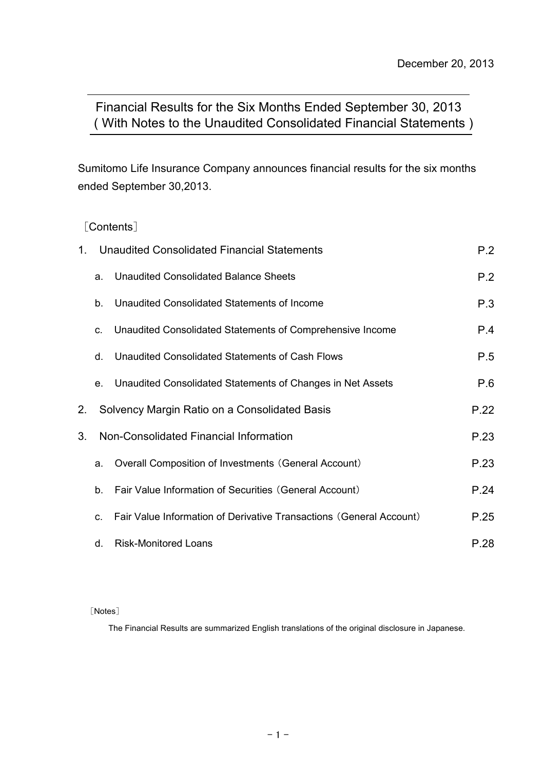December 20, 2013

# Financial Results for the Six Months Ended September 30, 2013 ( With Notes to the Unaudited Consolidated Financial Statements )

Sumitomo Life Insurance Company announces financial results for the six months ended September 30,2013.

［Contents］

| | | |
|---|---|---|
| 1. | Unaudited Consolidated Financial Statements | P.2 |
| | a. Unaudited Consolidated Balance Sheets | P.2 |
| | b. Unaudited Consolidated Statements of Income | P.3 |
| | c. Unaudited Consolidated Statements of Comprehensive Income | P.4 |
| | d. Unaudited Consolidated Statements of Cash Flows | P.5 |
| | e. Unaudited Consolidated Statements of Changes in Net Assets | P.6 |
| 2. | Solvency Margin Ratio on a Consolidated Basis | P.22 |
| 3. | Non-Consolidated Financial Information | P.23 |
| | a. Overall Composition of Investments（General Account） | P.23 |
| | b. Fair Value Information of Securities（General Account） | P.24 |
| | c. Fair Value Information of Derivative Transactions（General Account） | P.25 |
| | d. Risk-Monitored Loans | P.28 |

［Notes］

The Financial Results are summarized English translations of the original disclosure in Japanese.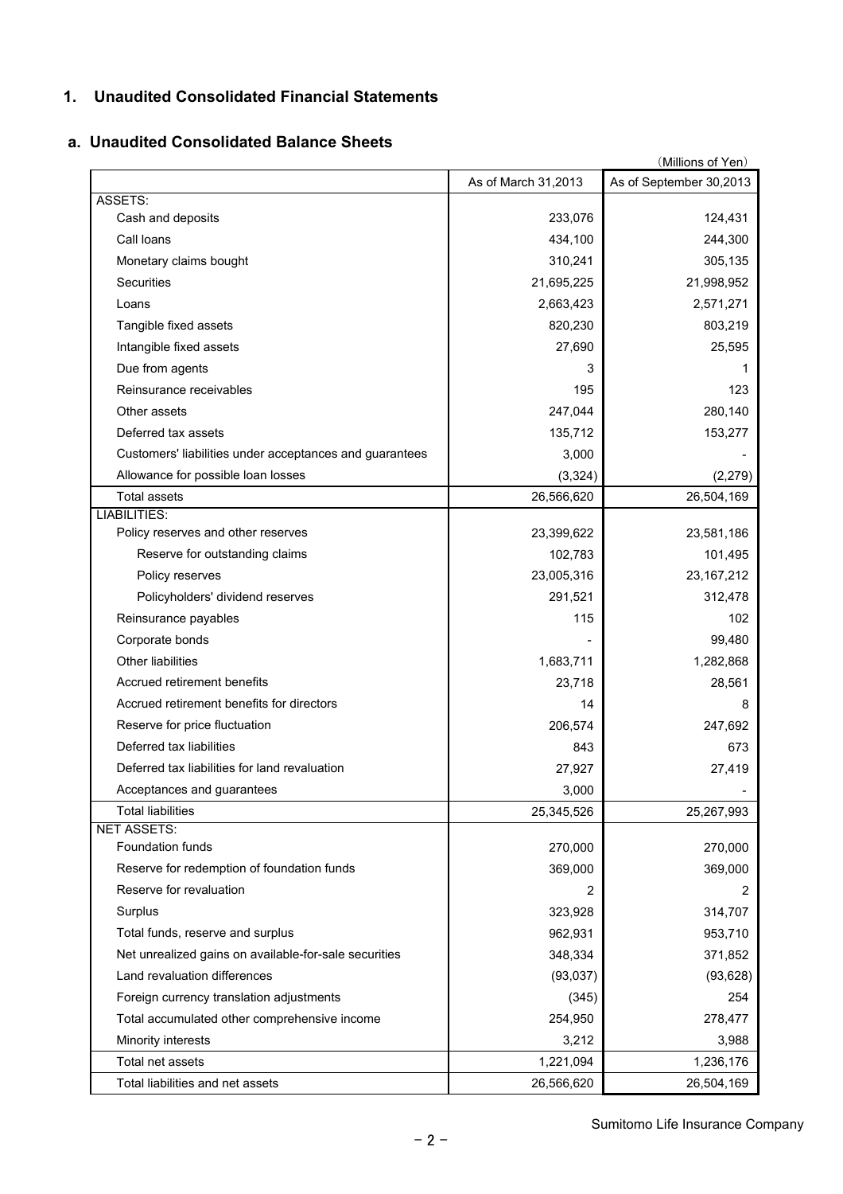## 1. Unaudited Consolidated Financial Statements

### a. Unaudited Consolidated Balance Sheets

(Millions of Yen)

| | As of March 31,2013 | As of September 30,2013 |
|---|---|---|
| ASSETS: | | |
| Cash and deposits | 233,076 | 124,431 |
| Call loans | 434,100 | 244,300 |
| Monetary claims bought | 310,241 | 305,135 |
| Securities | 21,695,225 | 21,998,952 |
| Loans | 2,663,423 | 2,571,271 |
| Tangible fixed assets | 820,230 | 803,219 |
| Intangible fixed assets | 27,690 | 25,595 |
| Due from agents | 3 | 1 |
| Reinsurance receivables | 195 | 123 |
| Other assets | 247,044 | 280,140 |
| Deferred tax assets | 135,712 | 153,277 |
| Customers' liabilities under acceptances and guarantees | 3,000 | - |
| Allowance for possible loan losses | (3,324) | (2,279) |
| Total assets | 26,566,620 | 26,504,169 |
| LIABILITIES: | | |
| Policy reserves and other reserves | 23,399,622 | 23,581,186 |
| Reserve for outstanding claims | 102,783 | 101,495 |
| Policy reserves | 23,005,316 | 23,167,212 |
| Policyholders' dividend reserves | 291,521 | 312,478 |
| Reinsurance payables | 115 | 102 |
| Corporate bonds | - | 99,480 |
| Other liabilities | 1,683,711 | 1,282,868 |
| Accrued retirement benefits | 23,718 | 28,561 |
| Accrued retirement benefits for directors | 14 | 8 |
| Reserve for price fluctuation | 206,574 | 247,692 |
| Deferred tax liabilities | 843 | 673 |
| Deferred tax liabilities for land revaluation | 27,927 | 27,419 |
| Acceptances and guarantees | 3,000 | - |
| Total liabilities | 25,345,526 | 25,267,993 |
| NET ASSETS: | | |
| Foundation funds | 270,000 | 270,000 |
| Reserve for redemption of foundation funds | 369,000 | 369,000 |
| Reserve for revaluation | 2 | 2 |
| Surplus | 323,928 | 314,707 |
| Total funds, reserve and surplus | 962,931 | 953,710 |
| Net unrealized gains on available-for-sale securities | 348,334 | 371,852 |
| Land revaluation differences | (93,037) | (93,628) |
| Foreign currency translation adjustments | (345) | 254 |
| Total accumulated other comprehensive income | 254,950 | 278,477 |
| Minority interests | 3,212 | 3,988 |
| Total net assets | 1,221,094 | 1,236,176 |
| Total liabilities and net assets | 26,566,620 | 26,504,169 |

Sumitomo Life Insurance Company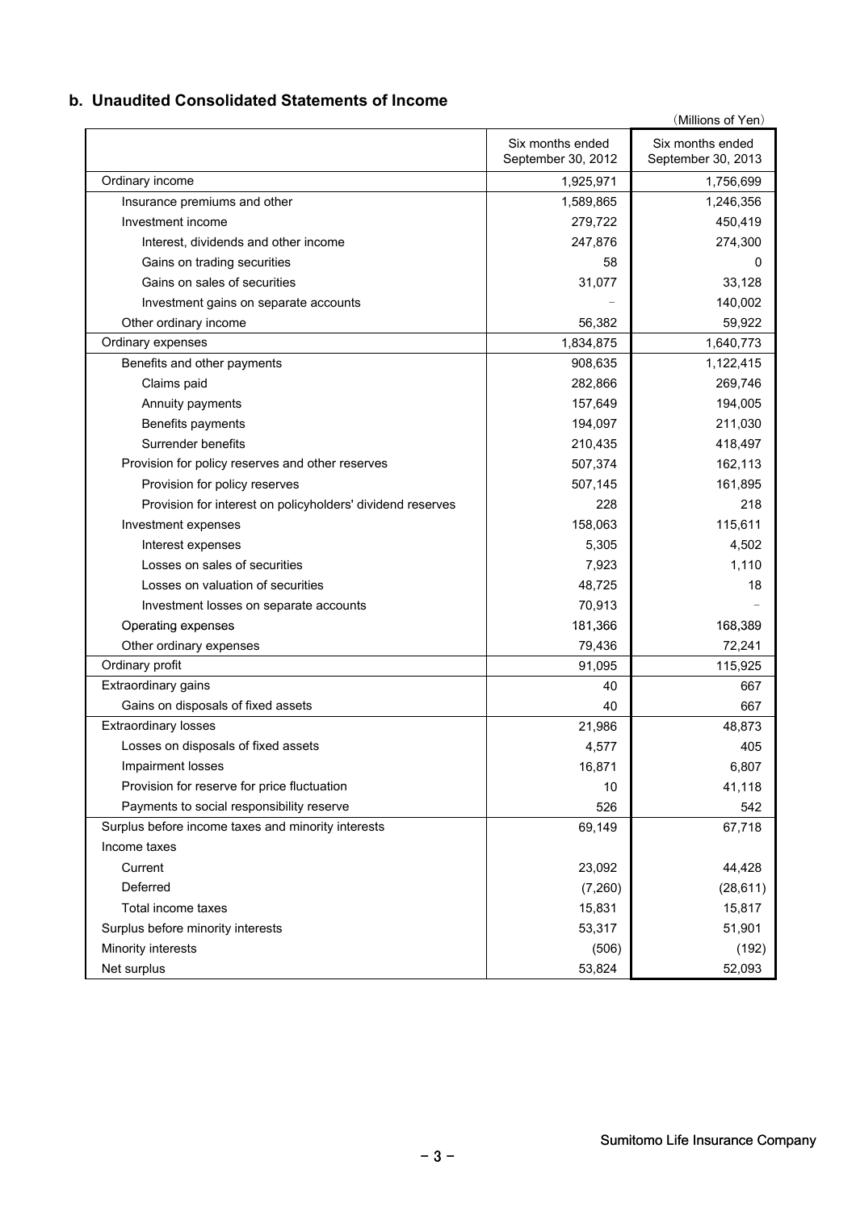## b. Unaudited Consolidated Statements of Income

(Millions of Yen)

| | Six months ended September 30, 2012 | Six months ended September 30, 2013 |
|---|---|---|
| Ordinary income | 1,925,971 | 1,756,699 |
| Insurance premiums and other | 1,589,865 | 1,246,356 |
| Investment income | 279,722 | 450,419 |
| Interest, dividends and other income | 247,876 | 274,300 |
| Gains on trading securities | 58 | 0 |
| Gains on sales of securities | 31,077 | 33,128 |
| Investment gains on separate accounts | − | 140,002 |
| Other ordinary income | 56,382 | 59,922 |
| Ordinary expenses | 1,834,875 | 1,640,773 |
| Benefits and other payments | 908,635 | 1,122,415 |
| Claims paid | 282,866 | 269,746 |
| Annuity payments | 157,649 | 194,005 |
| Benefits payments | 194,097 | 211,030 |
| Surrender benefits | 210,435 | 418,497 |
| Provision for policy reserves and other reserves | 507,374 | 162,113 |
| Provision for policy reserves | 507,145 | 161,895 |
| Provision for interest on policyholders' dividend reserves | 228 | 218 |
| Investment expenses | 158,063 | 115,611 |
| Interest expenses | 5,305 | 4,502 |
| Losses on sales of securities | 7,923 | 1,110 |
| Losses on valuation of securities | 48,725 | 18 |
| Investment losses on separate accounts | 70,913 | − |
| Operating expenses | 181,366 | 168,389 |
| Other ordinary expenses | 79,436 | 72,241 |
| Ordinary profit | 91,095 | 115,925 |
| Extraordinary gains | 40 | 667 |
| Gains on disposals of fixed assets | 40 | 667 |
| Extraordinary losses | 21,986 | 48,873 |
| Losses on disposals of fixed assets | 4,577 | 405 |
| Impairment losses | 16,871 | 6,807 |
| Provision for reserve for price fluctuation | 10 | 41,118 |
| Payments to social responsibility reserve | 526 | 542 |
| Surplus before income taxes and minority interests | 69,149 | 67,718 |
| Income taxes | | |
| Current | 23,092 | 44,428 |
| Deferred | (7,260) | (28,611) |
| Total income taxes | 15,831 | 15,817 |
| Surplus before minority interests | 53,317 | 51,901 |
| Minority interests | (506) | (192) |
| Net surplus | 53,824 | 52,093 |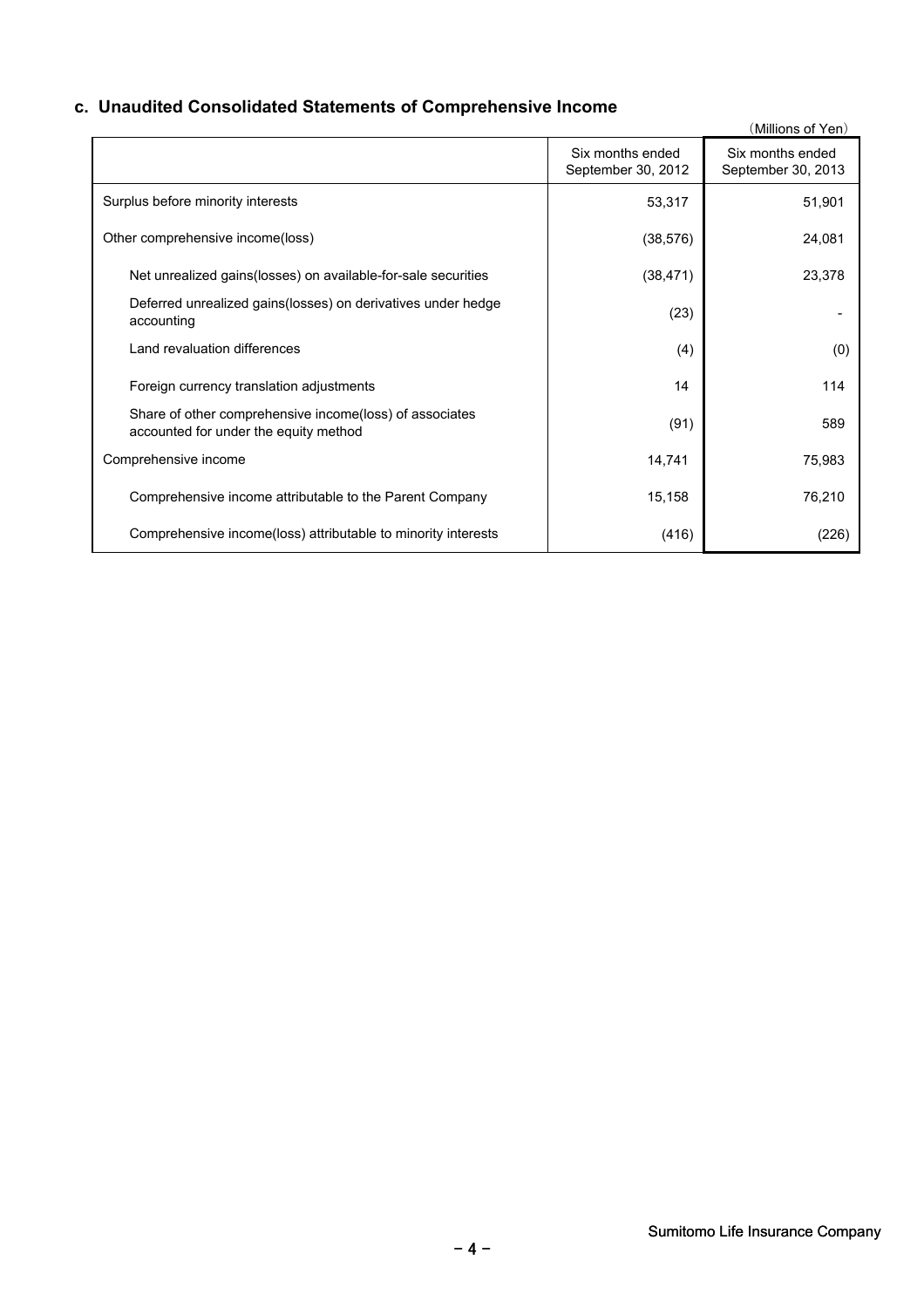## c. Unaudited Consolidated Statements of Comprehensive Income

(Millions of Yen)

| | Six months ended September 30, 2012 | Six months ended September 30, 2013 |
|---|---|---|
| Surplus before minority interests | 53,317 | 51,901 |
| Other comprehensive income(loss) | (38,576) | 24,081 |
| Net unrealized gains(losses) on available-for-sale securities | (38,471) | 23,378 |
| Deferred unrealized gains(losses) on derivatives under hedge accounting | (23) | - |
| Land revaluation differences | (4) | (0) |
| Foreign currency translation adjustments | 14 | 114 |
| Share of other comprehensive income(loss) of associates accounted for under the equity method | (91) | 589 |
| Comprehensive income | 14,741 | 75,983 |
| Comprehensive income attributable to the Parent Company | 15,158 | 76,210 |
| Comprehensive income(loss) attributable to minority interests | (416) | (226) |

Sumitomo Life Insurance Company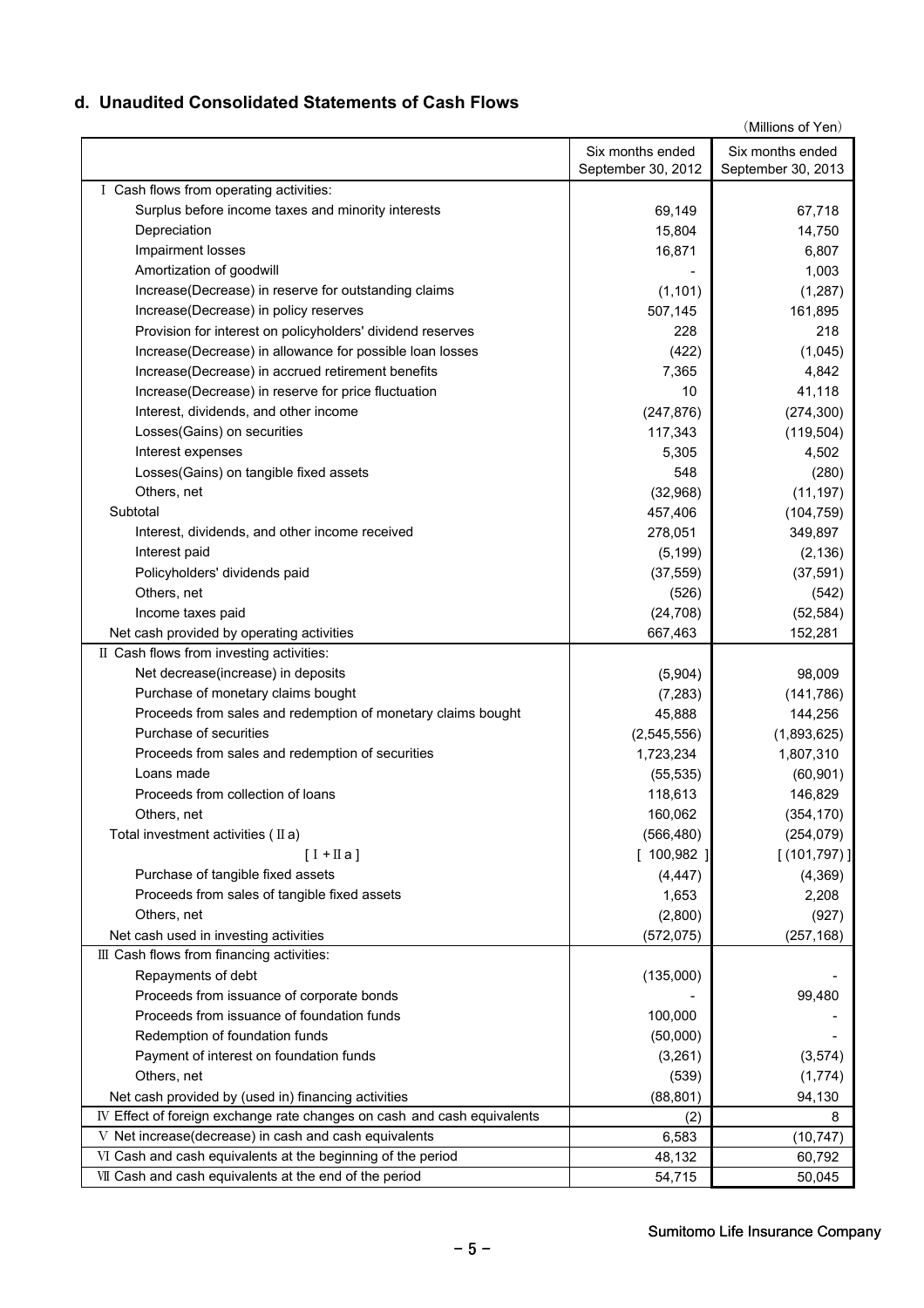### d. Unaudited Consolidated Statements of Cash Flows

(Millions of Yen)

| | Six months ended September 30, 2012 | Six months ended September 30, 2013 |
|---|---|---|
| Ⅰ Cash flows from operating activities: | | |
| Surplus before income taxes and minority interests | 69,149 | 67,718 |
| Depreciation | 15,804 | 14,750 |
| Impairment losses | 16,871 | 6,807 |
| Amortization of goodwill | - | 1,003 |
| Increase(Decrease) in reserve for outstanding claims | (1,101) | (1,287) |
| Increase(Decrease) in policy reserves | 507,145 | 161,895 |
| Provision for interest on policyholders' dividend reserves | 228 | 218 |
| Increase(Decrease) in allowance for possible loan losses | (422) | (1,045) |
| Increase(Decrease) in accrued retirement benefits | 7,365 | 4,842 |
| Increase(Decrease) in reserve for price fluctuation | 10 | 41,118 |
| Interest, dividends, and other income | (247,876) | (274,300) |
| Losses(Gains) on securities | 117,343 | (119,504) |
| Interest expenses | 5,305 | 4,502 |
| Losses(Gains) on tangible fixed assets | 548 | (280) |
| Others, net | (32,968) | (11,197) |
| Subtotal | 457,406 | (104,759) |
| Interest, dividends, and other income received | 278,051 | 349,897 |
| Interest paid | (5,199) | (2,136) |
| Policyholders' dividends paid | (37,559) | (37,591) |
| Others, net | (526) | (542) |
| Income taxes paid | (24,708) | (52,584) |
| Net cash provided by operating activities | 667,463 | 152,281 |
| Ⅱ Cash flows from investing activities: | | |
| Net decrease(increase) in deposits | (5,904) | 98,009 |
| Purchase of monetary claims bought | (7,283) | (141,786) |
| Proceeds from sales and redemption of monetary claims bought | 45,888 | 144,256 |
| Purchase of securities | (2,545,556) | (1,893,625) |
| Proceeds from sales and redemption of securities | 1,723,234 | 1,807,310 |
| Loans made | (55,535) | (60,901) |
| Proceeds from collection of loans | 118,613 | 146,829 |
| Others, net | 160,062 | (354,170) |
| Total investment activities ( Ⅱ a) | (566,480) | (254,079) |
| [ Ⅰ + Ⅱ a ] | [ 100,982 ] | [ (101,797) ] |
| Purchase of tangible fixed assets | (4,447) | (4,369) |
| Proceeds from sales of tangible fixed assets | 1,653 | 2,208 |
| Others, net | (2,800) | (927) |
| Net cash used in investing activities | (572,075) | (257,168) |
| Ⅲ Cash flows from financing activities: | | |
| Repayments of debt | (135,000) | - |
| Proceeds from issuance of corporate bonds | - | 99,480 |
| Proceeds from issuance of foundation funds | 100,000 | - |
| Redemption of foundation funds | (50,000) | - |
| Payment of interest on foundation funds | (3,261) | (3,574) |
| Others, net | (539) | (1,774) |
| Net cash provided by (used in) financing activities | (88,801) | 94,130 |
| Ⅳ Effect of foreign exchange rate changes on cash and cash equivalents | (2) | 8 |
| Ⅴ Net increase(decrease) in cash and cash equivalents | 6,583 | (10,747) |
| Ⅵ Cash and cash equivalents at the beginning of the period | 48,132 | 60,792 |
| Ⅶ Cash and cash equivalents at the end of the period | 54,715 | 50,045 |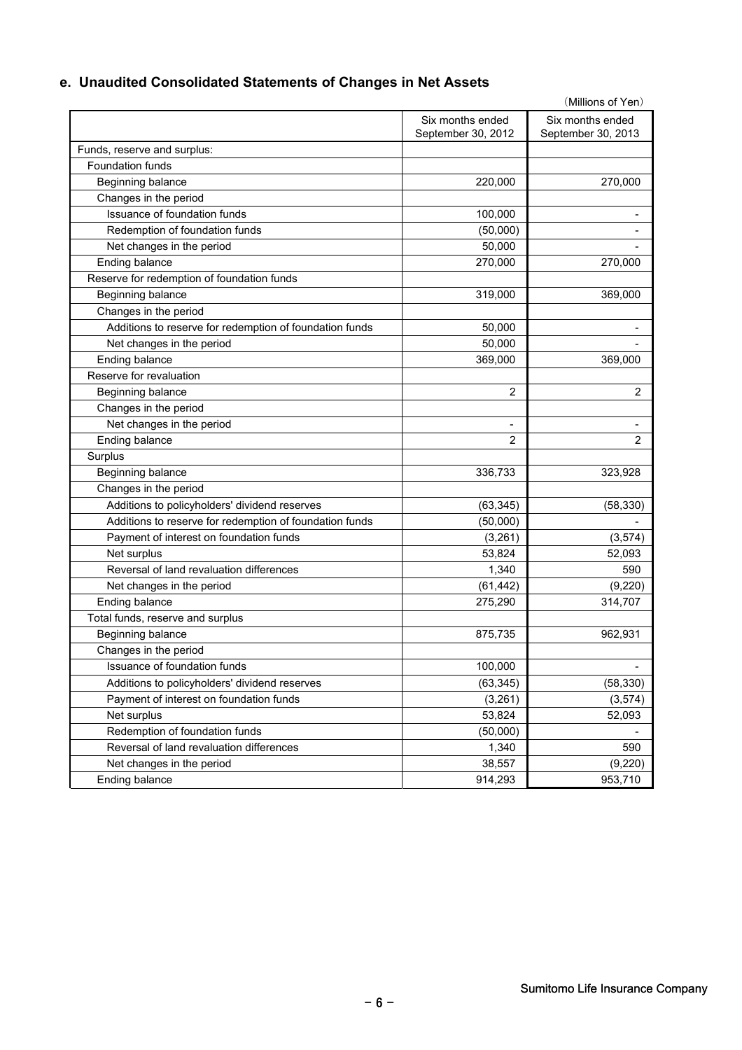## e. Unaudited Consolidated Statements of Changes in Net Assets

(Millions of Yen)

| | Six months ended September 30, 2012 | Six months ended September 30, 2013 |
|---|---|---|
| Funds, reserve and surplus: | | |
| Foundation funds | | |
| Beginning balance | 220,000 | 270,000 |
| Changes in the period | | |
| Issuance of foundation funds | 100,000 | - |
| Redemption of foundation funds | (50,000) | - |
| Net changes in the period | 50,000 | - |
| Ending balance | 270,000 | 270,000 |
| Reserve for redemption of foundation funds | | |
| Beginning balance | 319,000 | 369,000 |
| Changes in the period | | |
| Additions to reserve for redemption of foundation funds | 50,000 | - |
| Net changes in the period | 50,000 | - |
| Ending balance | 369,000 | 369,000 |
| Reserve for revaluation | | |
| Beginning balance | 2 | 2 |
| Changes in the period | | |
| Net changes in the period | - | - |
| Ending balance | 2 | 2 |
| Surplus | | |
| Beginning balance | 336,733 | 323,928 |
| Changes in the period | | |
| Additions to policyholders' dividend reserves | (63,345) | (58,330) |
| Additions to reserve for redemption of foundation funds | (50,000) | - |
| Payment of interest on foundation funds | (3,261) | (3,574) |
| Net surplus | 53,824 | 52,093 |
| Reversal of land revaluation differences | 1,340 | 590 |
| Net changes in the period | (61,442) | (9,220) |
| Ending balance | 275,290 | 314,707 |
| Total funds, reserve and surplus | | |
| Beginning balance | 875,735 | 962,931 |
| Changes in the period | | |
| Issuance of foundation funds | 100,000 | - |
| Additions to policyholders' dividend reserves | (63,345) | (58,330) |
| Payment of interest on foundation funds | (3,261) | (3,574) |
| Net surplus | 53,824 | 52,093 |
| Redemption of foundation funds | (50,000) | - |
| Reversal of land revaluation differences | 1,340 | 590 |
| Net changes in the period | 38,557 | (9,220) |
| Ending balance | 914,293 | 953,710 |

Sumitomo Life Insurance Company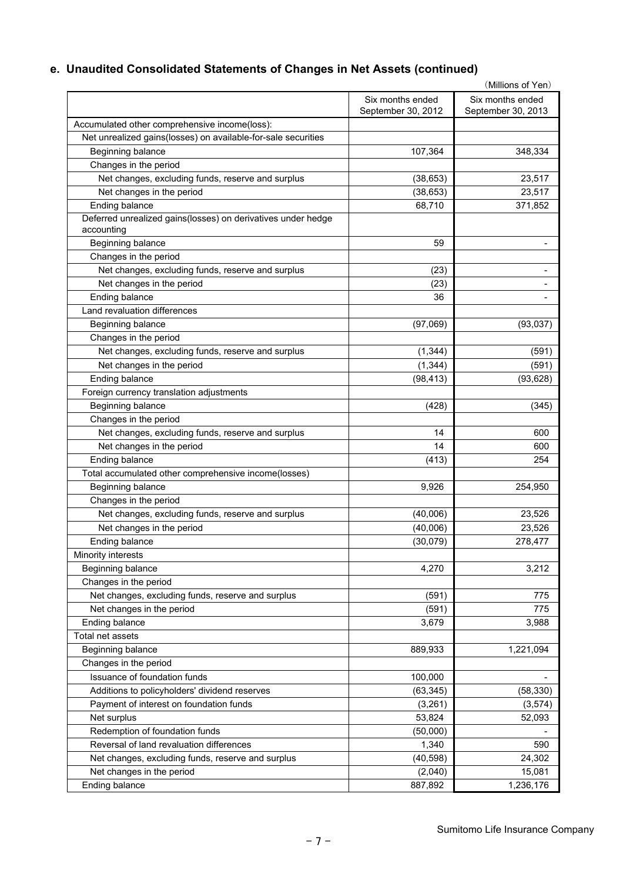## e. Unaudited Consolidated Statements of Changes in Net Assets (continued)

(Millions of Yen)

| | Six months ended September 30, 2012 | Six months ended September 30, 2013 |
|---|---|---|
| Accumulated other comprehensive income(loss): | | |
| Net unrealized gains(losses) on available-for-sale securities | | |
| Beginning balance | 107,364 | 348,334 |
| Changes in the period | | |
| Net changes, excluding funds, reserve and surplus | (38,653) | 23,517 |
| Net changes in the period | (38,653) | 23,517 |
| Ending balance | 68,710 | 371,852 |
| Deferred unrealized gains(losses) on derivatives under hedge accounting | | |
| Beginning balance | 59 | - |
| Changes in the period | | |
| Net changes, excluding funds, reserve and surplus | (23) | - |
| Net changes in the period | (23) | - |
| Ending balance | 36 | - |
| Land revaluation differences | | |
| Beginning balance | (97,069) | (93,037) |
| Changes in the period | | |
| Net changes, excluding funds, reserve and surplus | (1,344) | (591) |
| Net changes in the period | (1,344) | (591) |
| Ending balance | (98,413) | (93,628) |
| Foreign currency translation adjustments | | |
| Beginning balance | (428) | (345) |
| Changes in the period | | |
| Net changes, excluding funds, reserve and surplus | 14 | 600 |
| Net changes in the period | 14 | 600 |
| Ending balance | (413) | 254 |
| Total accumulated other comprehensive income(losses) | | |
| Beginning balance | 9,926 | 254,950 |
| Changes in the period | | |
| Net changes, excluding funds, reserve and surplus | (40,006) | 23,526 |
| Net changes in the period | (40,006) | 23,526 |
| Ending balance | (30,079) | 278,477 |
| Minority interests | | |
| Beginning balance | 4,270 | 3,212 |
| Changes in the period | | |
| Net changes, excluding funds, reserve and surplus | (591) | 775 |
| Net changes in the period | (591) | 775 |
| Ending balance | 3,679 | 3,988 |
| Total net assets | | |
| Beginning balance | 889,933 | 1,221,094 |
| Changes in the period | | |
| Issuance of foundation funds | 100,000 | - |
| Additions to policyholders' dividend reserves | (63,345) | (58,330) |
| Payment of interest on foundation funds | (3,261) | (3,574) |
| Net surplus | 53,824 | 52,093 |
| Redemption of foundation funds | (50,000) | - |
| Reversal of land revaluation differences | 1,340 | 590 |
| Net changes, excluding funds, reserve and surplus | (40,598) | 24,302 |
| Net changes in the period | (2,040) | 15,081 |
| Ending balance | 887,892 | 1,236,176 |

Sumitomo Life Insurance Company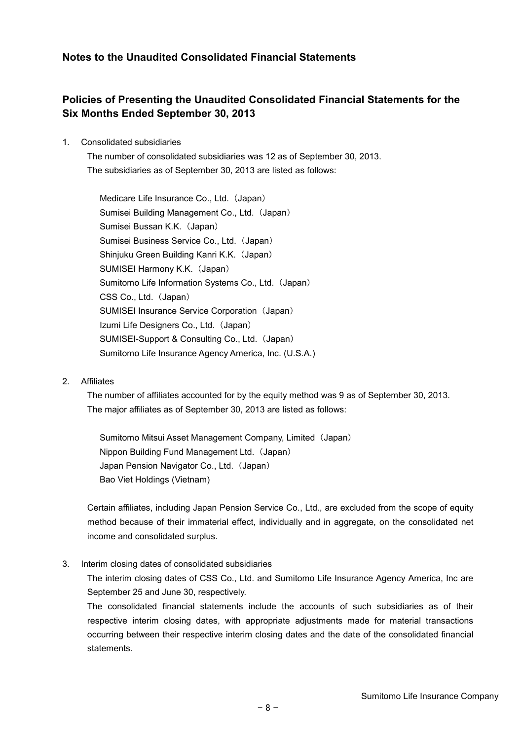## Notes to the Unaudited Consolidated Financial Statements

## Policies of Presenting the Unaudited Consolidated Financial Statements for the Six Months Ended September 30, 2013

1. Consolidated subsidiaries

   The number of consolidated subsidiaries was 12 as of September 30, 2013.
   The subsidiaries as of September 30, 2013 are listed as follows:

   Medicare Life Insurance Co., Ltd.（Japan）
   Sumisei Building Management Co., Ltd.（Japan）
   Sumisei Bussan K.K.（Japan）
   Sumisei Business Service Co., Ltd.（Japan）
   Shinjuku Green Building Kanri K.K.（Japan）
   SUMISEI Harmony K.K.（Japan）
   Sumitomo Life Information Systems Co., Ltd.（Japan）
   CSS Co., Ltd.（Japan）
   SUMISEI Insurance Service Corporation（Japan）
   Izumi Life Designers Co., Ltd.（Japan）
   SUMISEI-Support & Consulting Co., Ltd.（Japan）
   Sumitomo Life Insurance Agency America, Inc. (U.S.A.)

2. Affiliates

   The number of affiliates accounted for by the equity method was 9 as of September 30, 2013.
   The major affiliates as of September 30, 2013 are listed as follows:

   Sumitomo Mitsui Asset Management Company, Limited（Japan）
   Nippon Building Fund Management Ltd.（Japan）
   Japan Pension Navigator Co., Ltd.（Japan）
   Bao Viet Holdings (Vietnam)

   Certain affiliates, including Japan Pension Service Co., Ltd., are excluded from the scope of equity method because of their immaterial effect, individually and in aggregate, on the consolidated net income and consolidated surplus.

3. Interim closing dates of consolidated subsidiaries

   The interim closing dates of CSS Co., Ltd. and Sumitomo Life Insurance Agency America, Inc are September 25 and June 30, respectively.

   The consolidated financial statements include the accounts of such subsidiaries as of their respective interim closing dates, with appropriate adjustments made for material transactions occurring between their respective interim closing dates and the date of the consolidated financial statements.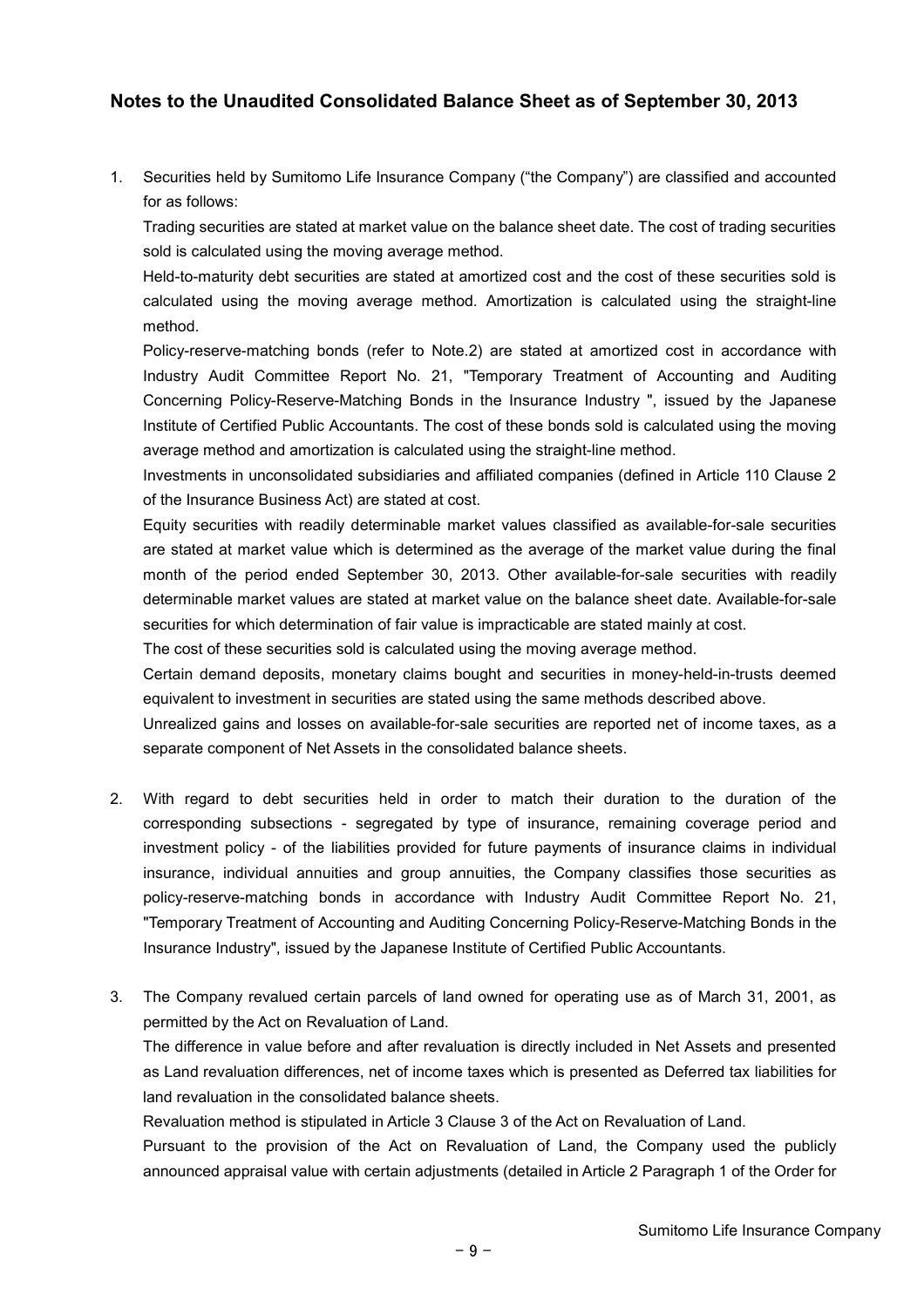## Notes to the Unaudited Consolidated Balance Sheet as of September 30, 2013

1. Securities held by Sumitomo Life Insurance Company ("the Company") are classified and accounted for as follows:

   Trading securities are stated at market value on the balance sheet date. The cost of trading securities sold is calculated using the moving average method.

   Held-to-maturity debt securities are stated at amortized cost and the cost of these securities sold is calculated using the moving average method. Amortization is calculated using the straight-line method.

   Policy-reserve-matching bonds (refer to Note.2) are stated at amortized cost in accordance with Industry Audit Committee Report No. 21, "Temporary Treatment of Accounting and Auditing Concerning Policy-Reserve-Matching Bonds in the Insurance Industry ", issued by the Japanese Institute of Certified Public Accountants. The cost of these bonds sold is calculated using the moving average method and amortization is calculated using the straight-line method.

   Investments in unconsolidated subsidiaries and affiliated companies (defined in Article 110 Clause 2 of the Insurance Business Act) are stated at cost.

   Equity securities with readily determinable market values classified as available-for-sale securities are stated at market value which is determined as the average of the market value during the final month of the period ended September 30, 2013. Other available-for-sale securities with readily determinable market values are stated at market value on the balance sheet date. Available-for-sale securities for which determination of fair value is impracticable are stated mainly at cost.

   The cost of these securities sold is calculated using the moving average method.

   Certain demand deposits, monetary claims bought and securities in money-held-in-trusts deemed equivalent to investment in securities are stated using the same methods described above.

   Unrealized gains and losses on available-for-sale securities are reported net of income taxes, as a separate component of Net Assets in the consolidated balance sheets.

2. With regard to debt securities held in order to match their duration to the duration of the corresponding subsections - segregated by type of insurance, remaining coverage period and investment policy - of the liabilities provided for future payments of insurance claims in individual insurance, individual annuities and group annuities, the Company classifies those securities as policy-reserve-matching bonds in accordance with Industry Audit Committee Report No. 21, "Temporary Treatment of Accounting and Auditing Concerning Policy-Reserve-Matching Bonds in the Insurance Industry", issued by the Japanese Institute of Certified Public Accountants.

3. The Company revalued certain parcels of land owned for operating use as of March 31, 2001, as permitted by the Act on Revaluation of Land.

   The difference in value before and after revaluation is directly included in Net Assets and presented as Land revaluation differences, net of income taxes which is presented as Deferred tax liabilities for land revaluation in the consolidated balance sheets.

   Revaluation method is stipulated in Article 3 Clause 3 of the Act on Revaluation of Land.

   Pursuant to the provision of the Act on Revaluation of Land, the Company used the publicly announced appraisal value with certain adjustments (detailed in Article 2 Paragraph 1 of the Order for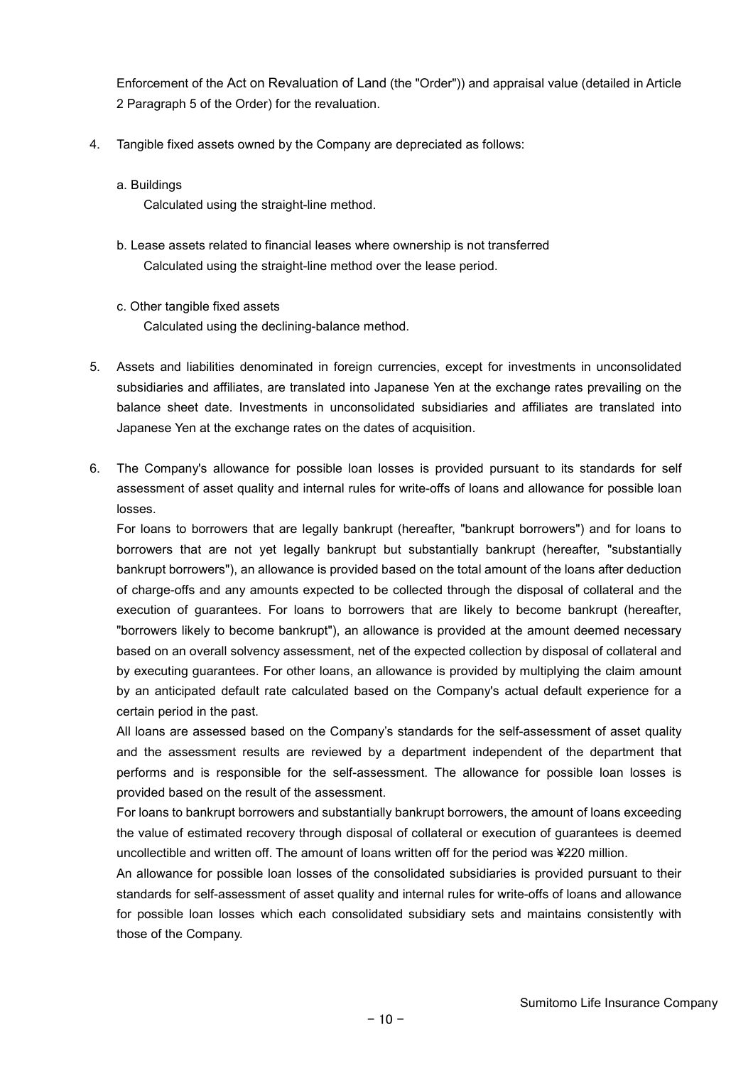Enforcement of the Act on Revaluation of Land (the "Order")) and appraisal value (detailed in Article 2 Paragraph 5 of the Order) for the revaluation.

4. Tangible fixed assets owned by the Company are depreciated as follows:

   a. Buildings
      Calculated using the straight-line method.

   b. Lease assets related to financial leases where ownership is not transferred
      Calculated using the straight-line method over the lease period.

   c. Other tangible fixed assets
      Calculated using the declining-balance method.

5. Assets and liabilities denominated in foreign currencies, except for investments in unconsolidated subsidiaries and affiliates, are translated into Japanese Yen at the exchange rates prevailing on the balance sheet date. Investments in unconsolidated subsidiaries and affiliates are translated into Japanese Yen at the exchange rates on the dates of acquisition.

6. The Company's allowance for possible loan losses is provided pursuant to its standards for self assessment of asset quality and internal rules for write-offs of loans and allowance for possible loan losses.

   For loans to borrowers that are legally bankrupt (hereafter, "bankrupt borrowers") and for loans to borrowers that are not yet legally bankrupt but substantially bankrupt (hereafter, "substantially bankrupt borrowers"), an allowance is provided based on the total amount of the loans after deduction of charge-offs and any amounts expected to be collected through the disposal of collateral and the execution of guarantees. For loans to borrowers that are likely to become bankrupt (hereafter, "borrowers likely to become bankrupt"), an allowance is provided at the amount deemed necessary based on an overall solvency assessment, net of the expected collection by disposal of collateral and by executing guarantees. For other loans, an allowance is provided by multiplying the claim amount by an anticipated default rate calculated based on the Company's actual default experience for a certain period in the past.

   All loans are assessed based on the Company's standards for the self-assessment of asset quality and the assessment results are reviewed by a department independent of the department that performs and is responsible for the self-assessment. The allowance for possible loan losses is provided based on the result of the assessment.

   For loans to bankrupt borrowers and substantially bankrupt borrowers, the amount of loans exceeding the value of estimated recovery through disposal of collateral or execution of guarantees is deemed uncollectible and written off. The amount of loans written off for the period was ¥220 million.

   An allowance for possible loan losses of the consolidated subsidiaries is provided pursuant to their standards for self-assessment of asset quality and internal rules for write-offs of loans and allowance for possible loan losses which each consolidated subsidiary sets and maintains consistently with those of the Company.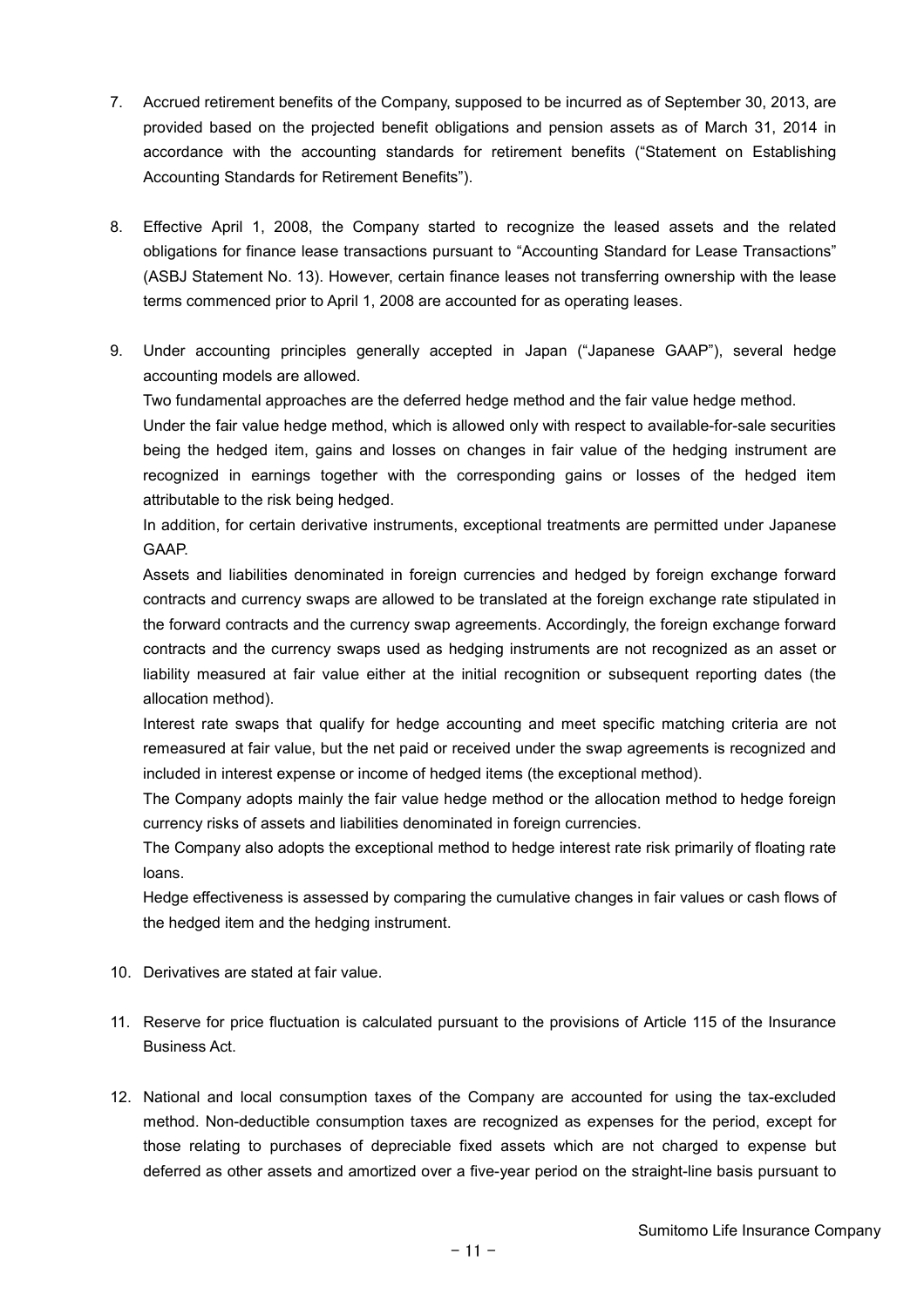7. Accrued retirement benefits of the Company, supposed to be incurred as of September 30, 2013, are provided based on the projected benefit obligations and pension assets as of March 31, 2014 in accordance with the accounting standards for retirement benefits ("Statement on Establishing Accounting Standards for Retirement Benefits").

8. Effective April 1, 2008, the Company started to recognize the leased assets and the related obligations for finance lease transactions pursuant to "Accounting Standard for Lease Transactions" (ASBJ Statement No. 13). However, certain finance leases not transferring ownership with the lease terms commenced prior to April 1, 2008 are accounted for as operating leases.

9. Under accounting principles generally accepted in Japan ("Japanese GAAP"), several hedge accounting models are allowed.
   Two fundamental approaches are the deferred hedge method and the fair value hedge method.
   Under the fair value hedge method, which is allowed only with respect to available-for-sale securities being the hedged item, gains and losses on changes in fair value of the hedging instrument are recognized in earnings together with the corresponding gains or losses of the hedged item attributable to the risk being hedged.
   In addition, for certain derivative instruments, exceptional treatments are permitted under Japanese GAAP.
   Assets and liabilities denominated in foreign currencies and hedged by foreign exchange forward contracts and currency swaps are allowed to be translated at the foreign exchange rate stipulated in the forward contracts and the currency swap agreements. Accordingly, the foreign exchange forward contracts and the currency swaps used as hedging instruments are not recognized as an asset or liability measured at fair value either at the initial recognition or subsequent reporting dates (the allocation method).
   Interest rate swaps that qualify for hedge accounting and meet specific matching criteria are not remeasured at fair value, but the net paid or received under the swap agreements is recognized and included in interest expense or income of hedged items (the exceptional method).
   The Company adopts mainly the fair value hedge method or the allocation method to hedge foreign currency risks of assets and liabilities denominated in foreign currencies.
   The Company also adopts the exceptional method to hedge interest rate risk primarily of floating rate loans.
   Hedge effectiveness is assessed by comparing the cumulative changes in fair values or cash flows of the hedged item and the hedging instrument.

10. Derivatives are stated at fair value.

11. Reserve for price fluctuation is calculated pursuant to the provisions of Article 115 of the Insurance Business Act.

12. National and local consumption taxes of the Company are accounted for using the tax-excluded method. Non-deductible consumption taxes are recognized as expenses for the period, except for those relating to purchases of depreciable fixed assets which are not charged to expense but deferred as other assets and amortized over a five-year period on the straight-line basis pursuant to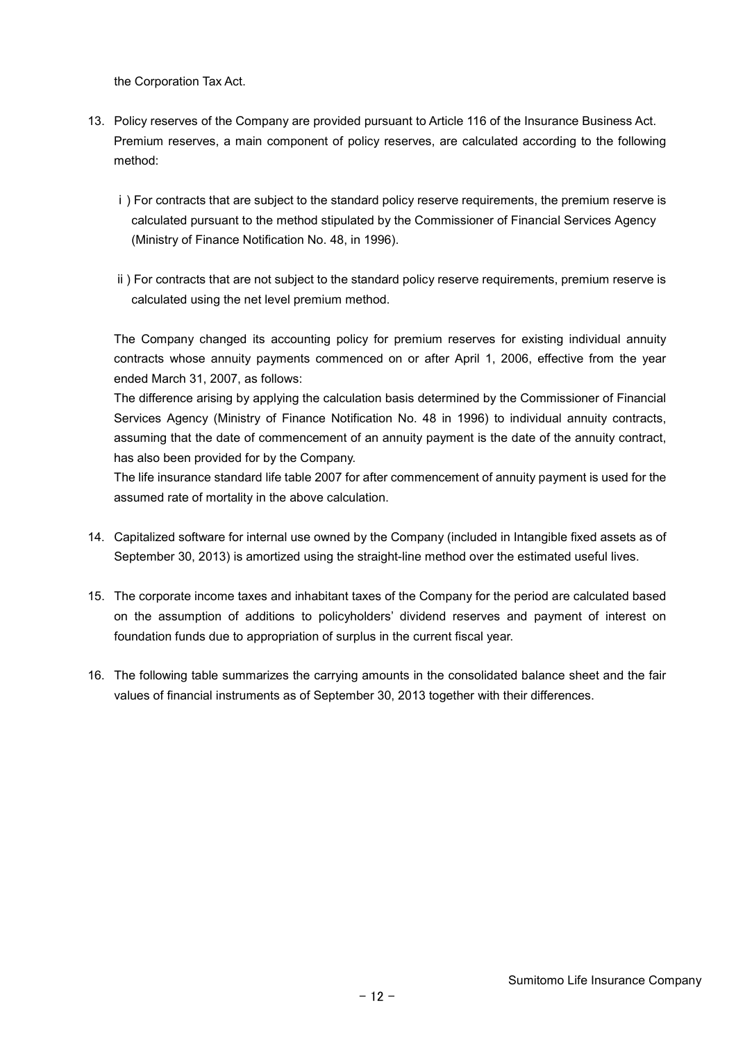the Corporation Tax Act.

13. Policy reserves of the Company are provided pursuant to Article 116 of the Insurance Business Act. Premium reserves, a main component of policy reserves, are calculated according to the following method:

    i ) For contracts that are subject to the standard policy reserve requirements, the premium reserve is calculated pursuant to the method stipulated by the Commissioner of Financial Services Agency (Ministry of Finance Notification No. 48, in 1996).

    ii ) For contracts that are not subject to the standard policy reserve requirements, premium reserve is calculated using the net level premium method.

    The Company changed its accounting policy for premium reserves for existing individual annuity contracts whose annuity payments commenced on or after April 1, 2006, effective from the year ended March 31, 2007, as follows:

    The difference arising by applying the calculation basis determined by the Commissioner of Financial Services Agency (Ministry of Finance Notification No. 48 in 1996) to individual annuity contracts, assuming that the date of commencement of an annuity payment is the date of the annuity contract, has also been provided for by the Company.

    The life insurance standard life table 2007 for after commencement of annuity payment is used for the assumed rate of mortality in the above calculation.

14. Capitalized software for internal use owned by the Company (included in Intangible fixed assets as of September 30, 2013) is amortized using the straight-line method over the estimated useful lives.

15. The corporate income taxes and inhabitant taxes of the Company for the period are calculated based on the assumption of additions to policyholders' dividend reserves and payment of interest on foundation funds due to appropriation of surplus in the current fiscal year.

16. The following table summarizes the carrying amounts in the consolidated balance sheet and the fair values of financial instruments as of September 30, 2013 together with their differences.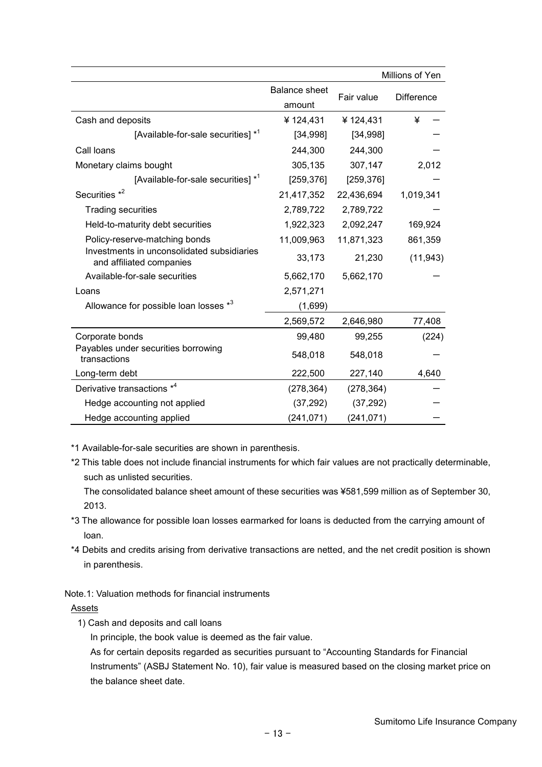| | | | Millions of Yen |
|---|---|---|---|
| | Balance sheet amount | Fair value | Difference |
| Cash and deposits | ¥ 124,431 | ¥ 124,431 | ¥ — |
| [Available-for-sale securities] *1 | [34,998] | [34,998] | — |
| Call loans | 244,300 | 244,300 | — |
| Monetary claims bought | 305,135 | 307,147 | 2,012 |
| [Available-for-sale securities] *1 | [259,376] | [259,376] | — |
| Securities *2 | 21,417,352 | 22,436,694 | 1,019,341 |
| Trading securities | 2,789,722 | 2,789,722 | — |
| Held-to-maturity debt securities | 1,922,323 | 2,092,247 | 169,924 |
| Policy-reserve-matching bonds | 11,009,963 | 11,871,323 | 861,359 |
| Investments in unconsolidated subsidiaries and affiliated companies | 33,173 | 21,230 | (11,943) |
| Available-for-sale securities | 5,662,170 | 5,662,170 | — |
| Loans | 2,571,271 | | |
| Allowance for possible loan losses *3 | (1,699) | | |
| | 2,569,572 | 2,646,980 | 77,408 |
| Corporate bonds | 99,480 | 99,255 | (224) |
| Payables under securities borrowing transactions | 548,018 | 548,018 | — |
| Long-term debt | 222,500 | 227,140 | 4,640 |
| Derivative transactions *4 | (278,364) | (278,364) | — |
| Hedge accounting not applied | (37,292) | (37,292) | — |
| Hedge accounting applied | (241,071) | (241,071) | — |

*1 Available-for-sale securities are shown in parenthesis.

*2 This table does not include financial instruments for which fair values are not practically determinable, such as unlisted securities.
The consolidated balance sheet amount of these securities was ¥581,599 million as of September 30, 2013.

*3 The allowance for possible loan losses earmarked for loans is deducted from the carrying amount of loan.

*4 Debits and credits arising from derivative transactions are netted, and the net credit position is shown in parenthesis.

Note.1: Valuation methods for financial instruments

Assets

1) Cash and deposits and call loans

In principle, the book value is deemed as the fair value.

As for certain deposits regarded as securities pursuant to "Accounting Standards for Financial Instruments" (ASBJ Statement No. 10), fair value is measured based on the closing market price on the balance sheet date.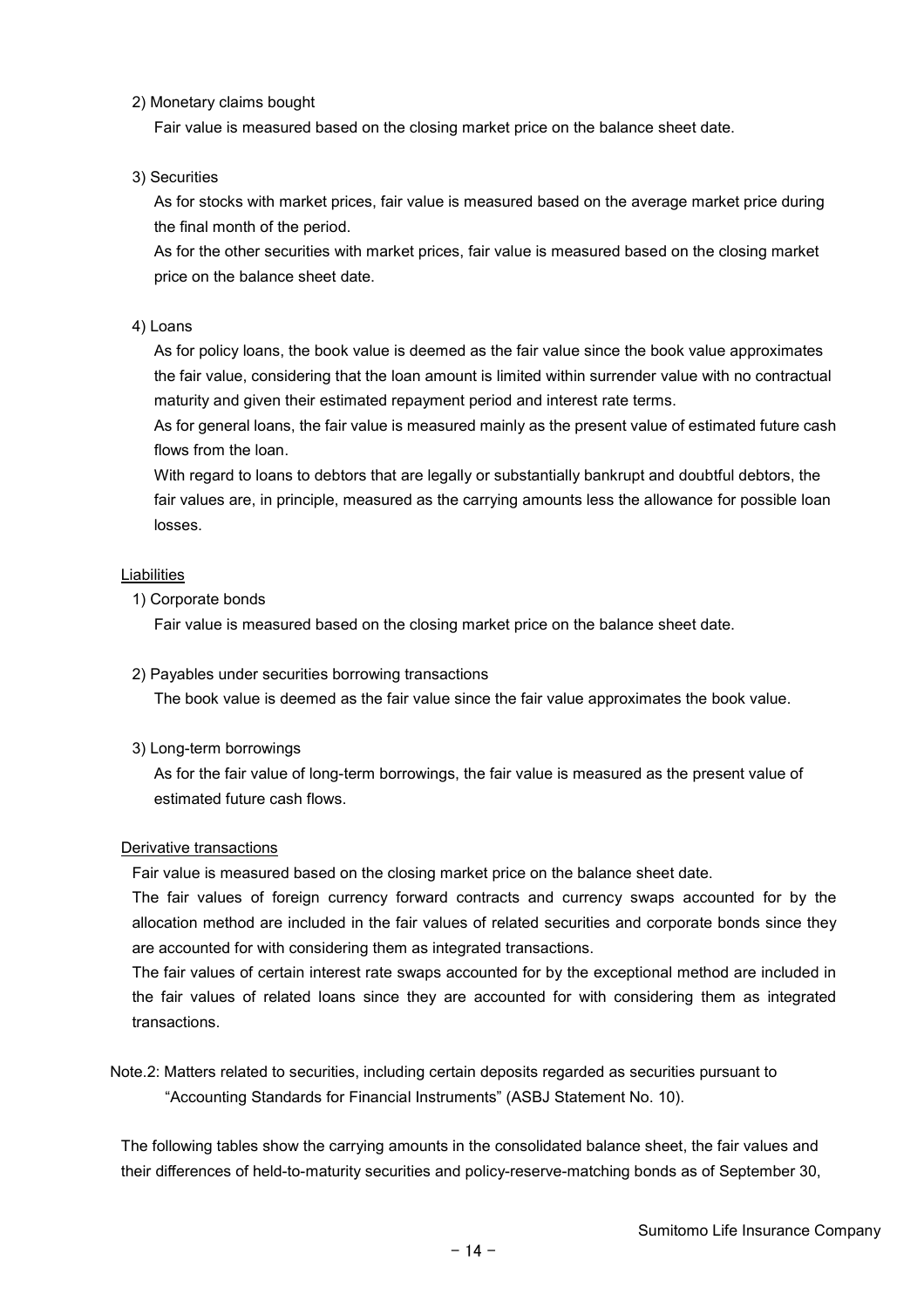2) Monetary claims bought

Fair value is measured based on the closing market price on the balance sheet date.

3) Securities

As for stocks with market prices, fair value is measured based on the average market price during the final month of the period.

As for the other securities with market prices, fair value is measured based on the closing market price on the balance sheet date.

4) Loans

As for policy loans, the book value is deemed as the fair value since the book value approximates the fair value, considering that the loan amount is limited within surrender value with no contractual maturity and given their estimated repayment period and interest rate terms.

As for general loans, the fair value is measured mainly as the present value of estimated future cash flows from the loan.

With regard to loans to debtors that are legally or substantially bankrupt and doubtful debtors, the fair values are, in principle, measured as the carrying amounts less the allowance for possible loan losses.

Liabilities

1) Corporate bonds

Fair value is measured based on the closing market price on the balance sheet date.

2) Payables under securities borrowing transactions

The book value is deemed as the fair value since the fair value approximates the book value.

3) Long-term borrowings

As for the fair value of long-term borrowings, the fair value is measured as the present value of estimated future cash flows.

Derivative transactions

Fair value is measured based on the closing market price on the balance sheet date.

The fair values of foreign currency forward contracts and currency swaps accounted for by the allocation method are included in the fair values of related securities and corporate bonds since they are accounted for with considering them as integrated transactions.

The fair values of certain interest rate swaps accounted for by the exceptional method are included in the fair values of related loans since they are accounted for with considering them as integrated transactions.

Note.2: Matters related to securities, including certain deposits regarded as securities pursuant to "Accounting Standards for Financial Instruments" (ASBJ Statement No. 10).

The following tables show the carrying amounts in the consolidated balance sheet, the fair values and their differences of held-to-maturity securities and policy-reserve-matching bonds as of September 30,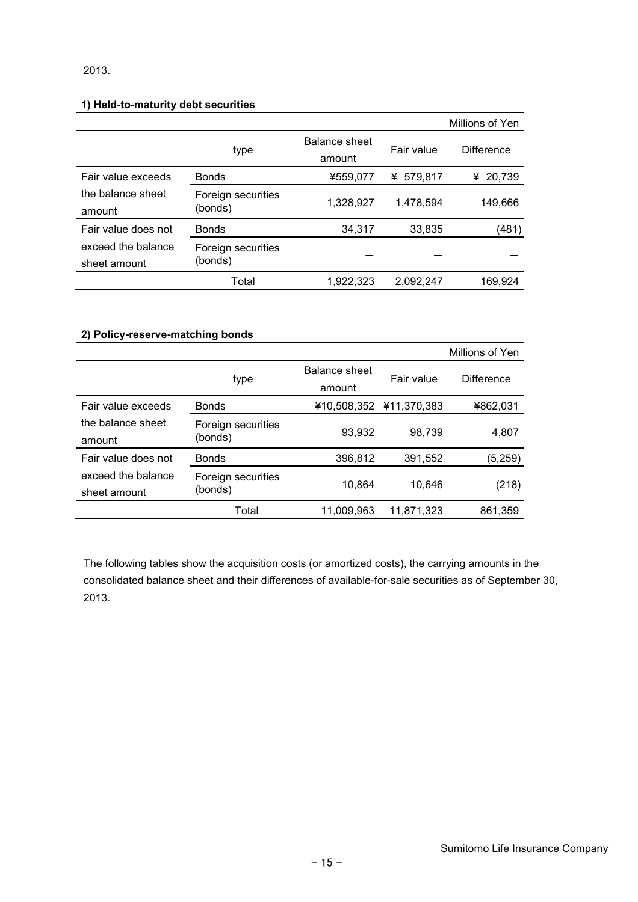2013.

**1) Held-to-maturity debt securities**

Millions of Yen

| | type | Balance sheet amount | Fair value | Difference |
|---|---|---|---|---|
| Fair value exceeds the balance sheet amount | Bonds | ¥559,077 | ¥ 579,817 | ¥ 20,739 |
| | Foreign securities (bonds) | 1,328,927 | 1,478,594 | 149,666 |
| Fair value does not exceed the balance sheet amount | Bonds | 34,317 | 33,835 | (481) |
| | Foreign securities (bonds) | — | — | — |
| | Total | 1,922,323 | 2,092,247 | 169,924 |

**2) Policy-reserve-matching bonds**

Millions of Yen

| | type | Balance sheet amount | Fair value | Difference |
|---|---|---|---|---|
| Fair value exceeds the balance sheet amount | Bonds | ¥10,508,352 | ¥11,370,383 | ¥862,031 |
| | Foreign securities (bonds) | 93,932 | 98,739 | 4,807 |
| Fair value does not exceed the balance sheet amount | Bonds | 396,812 | 391,552 | (5,259) |
| | Foreign securities (bonds) | 10,864 | 10,646 | (218) |
| | Total | 11,009,963 | 11,871,323 | 861,359 |

The following tables show the acquisition costs (or amortized costs), the carrying amounts in the consolidated balance sheet and their differences of available-for-sale securities as of September 30, 2013.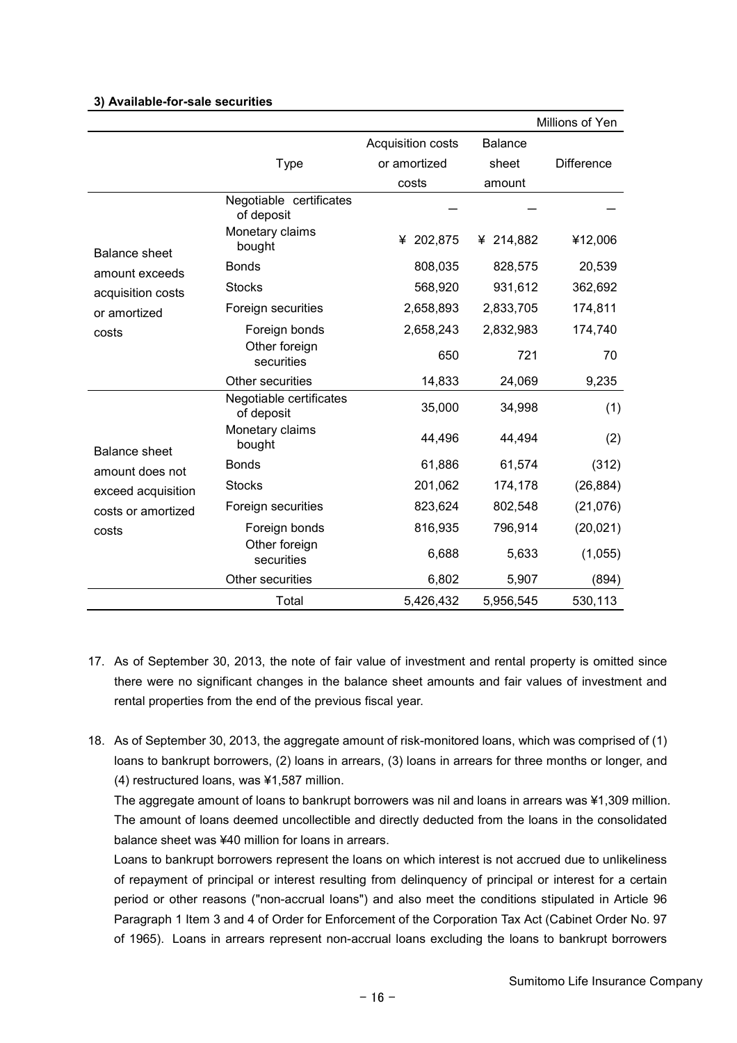**3) Available-for-sale securities**

Millions of Yen

| | Type | Acquisition costs or amortized costs | Balance sheet amount | Difference |
|---|---|---|---|---|
| Balance sheet amount exceeds acquisition costs or amortized costs | Negotiable certificates of deposit | ― | ― | ― |
| | Monetary claims bought | ¥ 202,875 | ¥ 214,882 | ¥12,006 |
| | Bonds | 808,035 | 828,575 | 20,539 |
| | Stocks | 568,920 | 931,612 | 362,692 |
| | Foreign securities | 2,658,893 | 2,833,705 | 174,811 |
| | Foreign bonds | 2,658,243 | 2,832,983 | 174,740 |
| | Other foreign securities | 650 | 721 | 70 |
| | Other securities | 14,833 | 24,069 | 9,235 |
| Balance sheet amount does not exceed acquisition costs or amortized costs | Negotiable certificates of deposit | 35,000 | 34,998 | (1) |
| | Monetary claims bought | 44,496 | 44,494 | (2) |
| | Bonds | 61,886 | 61,574 | (312) |
| | Stocks | 201,062 | 174,178 | (26,884) |
| | Foreign securities | 823,624 | 802,548 | (21,076) |
| | Foreign bonds | 816,935 | 796,914 | (20,021) |
| | Other foreign securities | 6,688 | 5,633 | (1,055) |
| | Other securities | 6,802 | 5,907 | (894) |
| | Total | 5,426,432 | 5,956,545 | 530,113 |

17. As of September 30, 2013, the note of fair value of investment and rental property is omitted since there were no significant changes in the balance sheet amounts and fair values of investment and rental properties from the end of the previous fiscal year.

18. As of September 30, 2013, the aggregate amount of risk-monitored loans, which was comprised of (1) loans to bankrupt borrowers, (2) loans in arrears, (3) loans in arrears for three months or longer, and (4) restructured loans, was ¥1,587 million.

    The aggregate amount of loans to bankrupt borrowers was nil and loans in arrears was ¥1,309 million. The amount of loans deemed uncollectible and directly deducted from the loans in the consolidated balance sheet was ¥40 million for loans in arrears.

    Loans to bankrupt borrowers represent the loans on which interest is not accrued due to unlikeliness of repayment of principal or interest resulting from delinquency of principal or interest for a certain period or other reasons ("non-accrual loans") and also meet the conditions stipulated in Article 96 Paragraph 1 Item 3 and 4 of Order for Enforcement of the Corporation Tax Act (Cabinet Order No. 97 of 1965). Loans in arrears represent non-accrual loans excluding the loans to bankrupt borrowers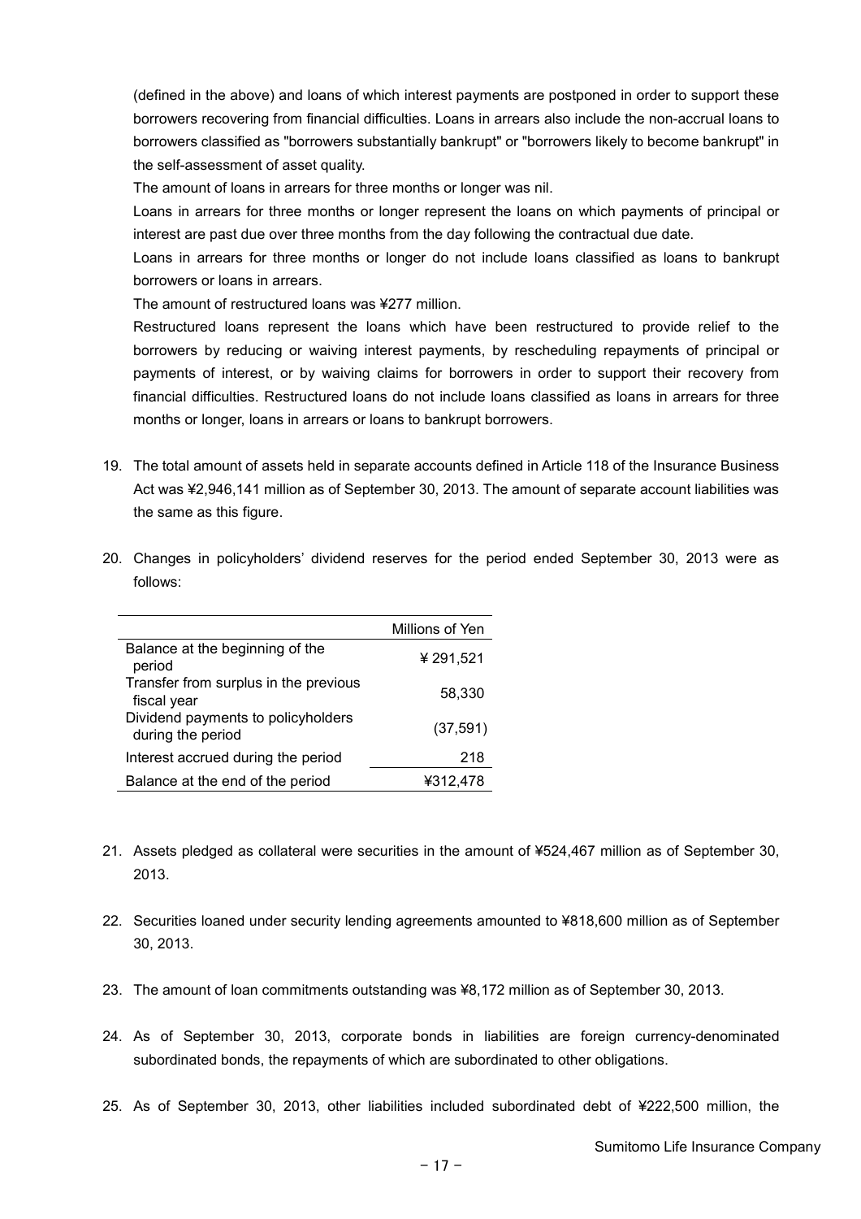(defined in the above) and loans of which interest payments are postponed in order to support these borrowers recovering from financial difficulties. Loans in arrears also include the non-accrual loans to borrowers classified as "borrowers substantially bankrupt" or "borrowers likely to become bankrupt" in the self-assessment of asset quality.

The amount of loans in arrears for three months or longer was nil.

Loans in arrears for three months or longer represent the loans on which payments of principal or interest are past due over three months from the day following the contractual due date.

Loans in arrears for three months or longer do not include loans classified as loans to bankrupt borrowers or loans in arrears.

The amount of restructured loans was ¥277 million.

Restructured loans represent the loans which have been restructured to provide relief to the borrowers by reducing or waiving interest payments, by rescheduling repayments of principal or payments of interest, or by waiving claims for borrowers in order to support their recovery from financial difficulties. Restructured loans do not include loans classified as loans in arrears for three months or longer, loans in arrears or loans to bankrupt borrowers.

19. The total amount of assets held in separate accounts defined in Article 118 of the Insurance Business Act was ¥2,946,141 million as of September 30, 2013. The amount of separate account liabilities was the same as this figure.

20. Changes in policyholders' dividend reserves for the period ended September 30, 2013 were as follows:

| | Millions of Yen |
|---|---|
| Balance at the beginning of the period | ¥ 291,521 |
| Transfer from surplus in the previous fiscal year | 58,330 |
| Dividend payments to policyholders during the period | (37,591) |
| Interest accrued during the period | 218 |
| Balance at the end of the period | ¥312,478 |

21. Assets pledged as collateral were securities in the amount of ¥524,467 million as of September 30, 2013.

22. Securities loaned under security lending agreements amounted to ¥818,600 million as of September 30, 2013.

23. The amount of loan commitments outstanding was ¥8,172 million as of September 30, 2013.

24. As of September 30, 2013, corporate bonds in liabilities are foreign currency-denominated subordinated bonds, the repayments of which are subordinated to other obligations.

25. As of September 30, 2013, other liabilities included subordinated debt of ¥222,500 million, the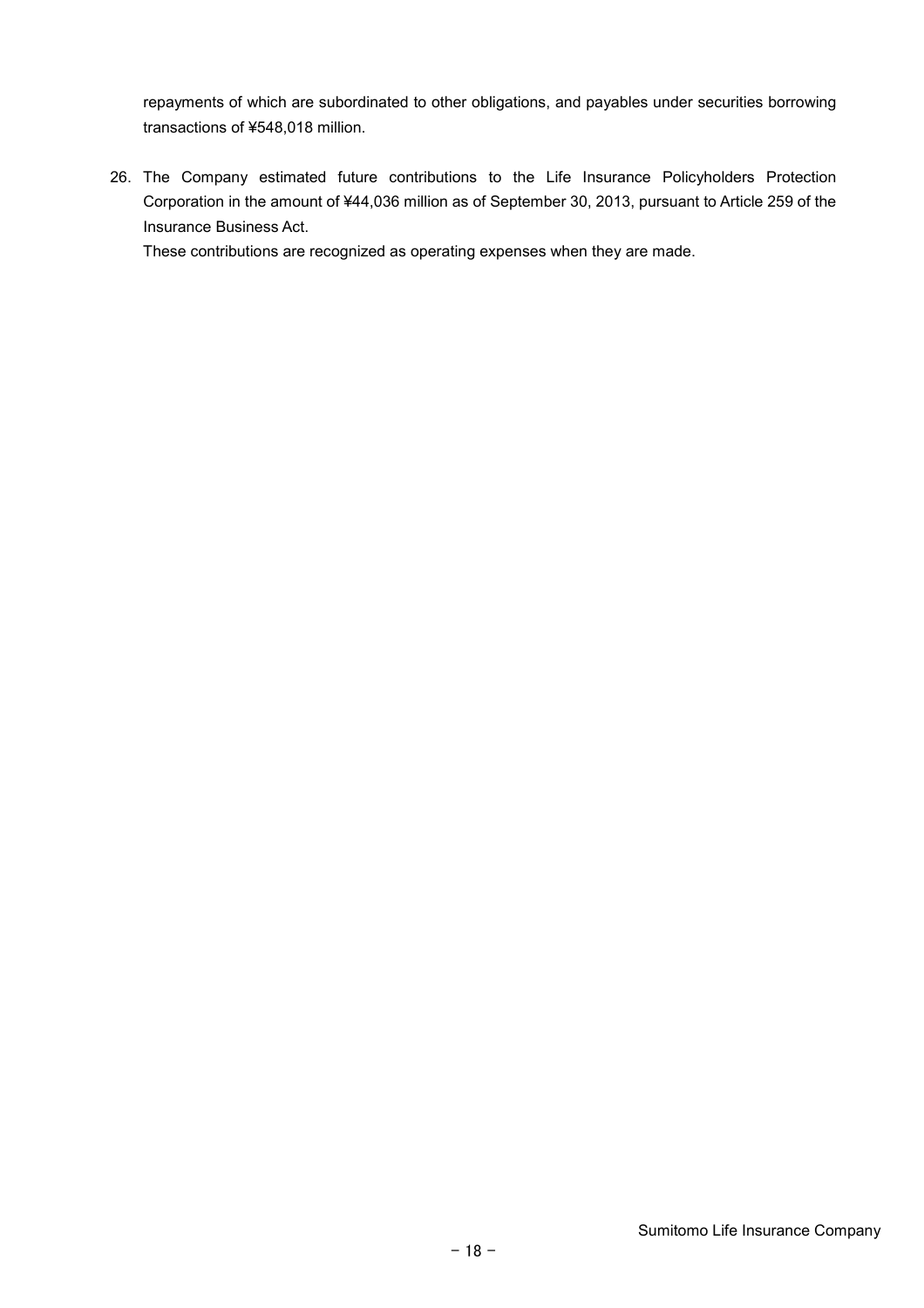repayments of which are subordinated to other obligations, and payables under securities borrowing transactions of ¥548,018 million.

26. The Company estimated future contributions to the Life Insurance Policyholders Protection Corporation in the amount of ¥44,036 million as of September 30, 2013, pursuant to Article 259 of the Insurance Business Act.

    These contributions are recognized as operating expenses when they are made.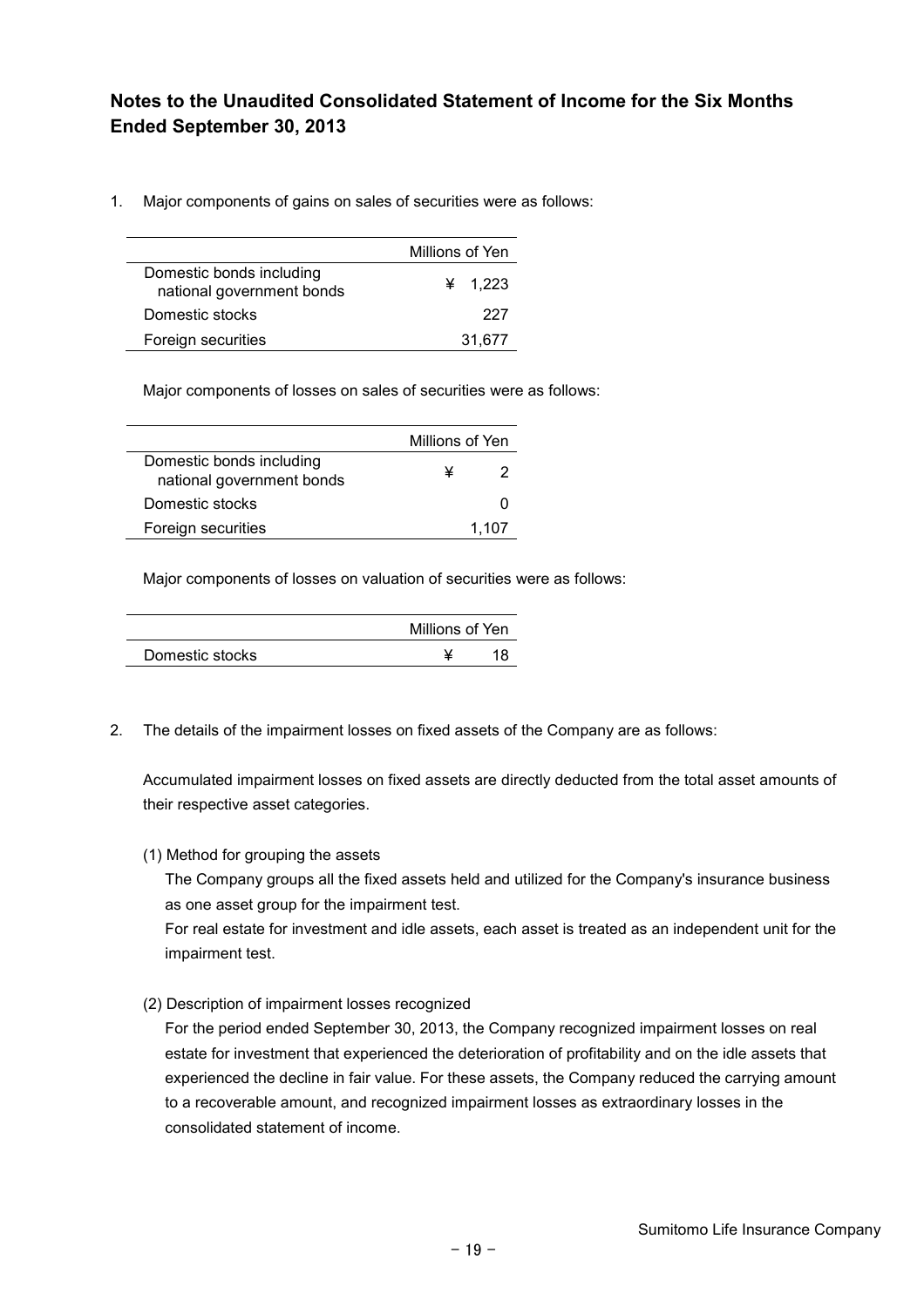## Notes to the Unaudited Consolidated Statement of Income for the Six Months Ended September 30, 2013

1. Major components of gains on sales of securities were as follows:

| | Millions of Yen |
|---|---|
| Domestic bonds including national government bonds | ¥ 1,223 |
| Domestic stocks | 227 |
| Foreign securities | 31,677 |

Major components of losses on sales of securities were as follows:

| | Millions of Yen |
|---|---|
| Domestic bonds including national government bonds | ¥ 2 |
| Domestic stocks | 0 |
| Foreign securities | 1,107 |

Major components of losses on valuation of securities were as follows:

| | Millions of Yen |
|---|---|
| Domestic stocks | ¥ 18 |

2. The details of the impairment losses on fixed assets of the Company are as follows:

Accumulated impairment losses on fixed assets are directly deducted from the total asset amounts of their respective asset categories.

(1) Method for grouping the assets

The Company groups all the fixed assets held and utilized for the Company's insurance business as one asset group for the impairment test.

For real estate for investment and idle assets, each asset is treated as an independent unit for the impairment test.

(2) Description of impairment losses recognized

For the period ended September 30, 2013, the Company recognized impairment losses on real estate for investment that experienced the deterioration of profitability and on the idle assets that experienced the decline in fair value. For these assets, the Company reduced the carrying amount to a recoverable amount, and recognized impairment losses as extraordinary losses in the consolidated statement of income.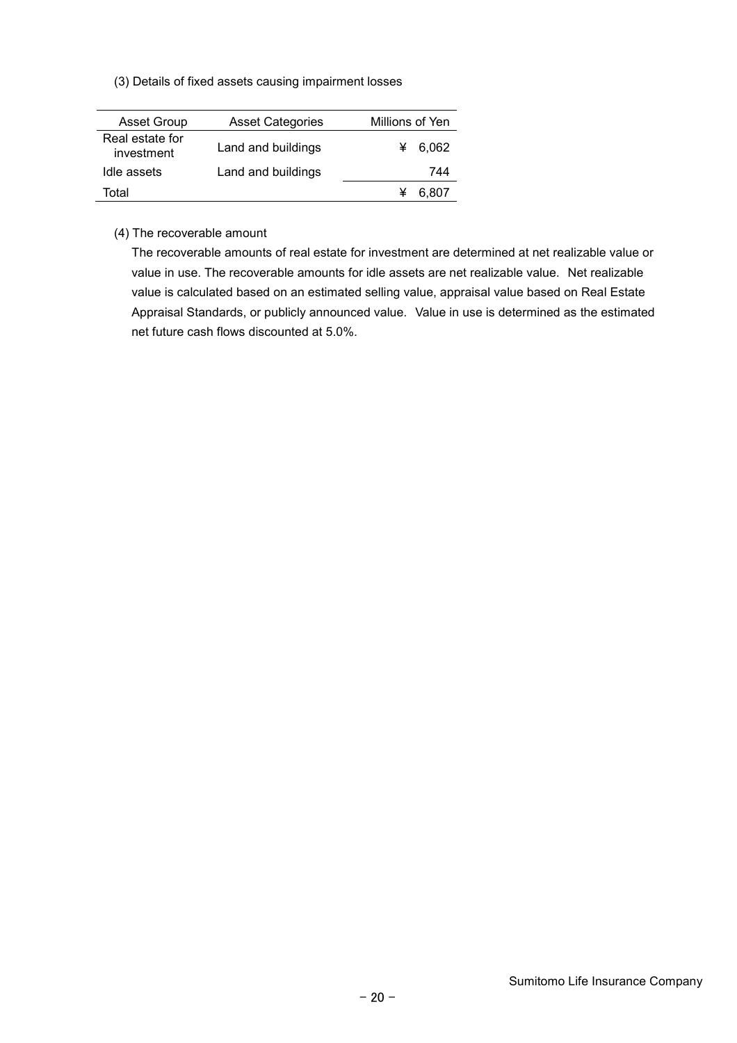(3) Details of fixed assets causing impairment losses

| Asset Group | Asset Categories | Millions of Yen |
|---|---|---|
| Real estate for investment | Land and buildings | ¥ 6,062 |
| Idle assets | Land and buildings | 744 |
| Total | | ¥ 6,807 |

(4) The recoverable amount

The recoverable amounts of real estate for investment are determined at net realizable value or value in use. The recoverable amounts for idle assets are net realizable value. Net realizable value is calculated based on an estimated selling value, appraisal value based on Real Estate Appraisal Standards, or publicly announced value. Value in use is determined as the estimated net future cash flows discounted at 5.0%.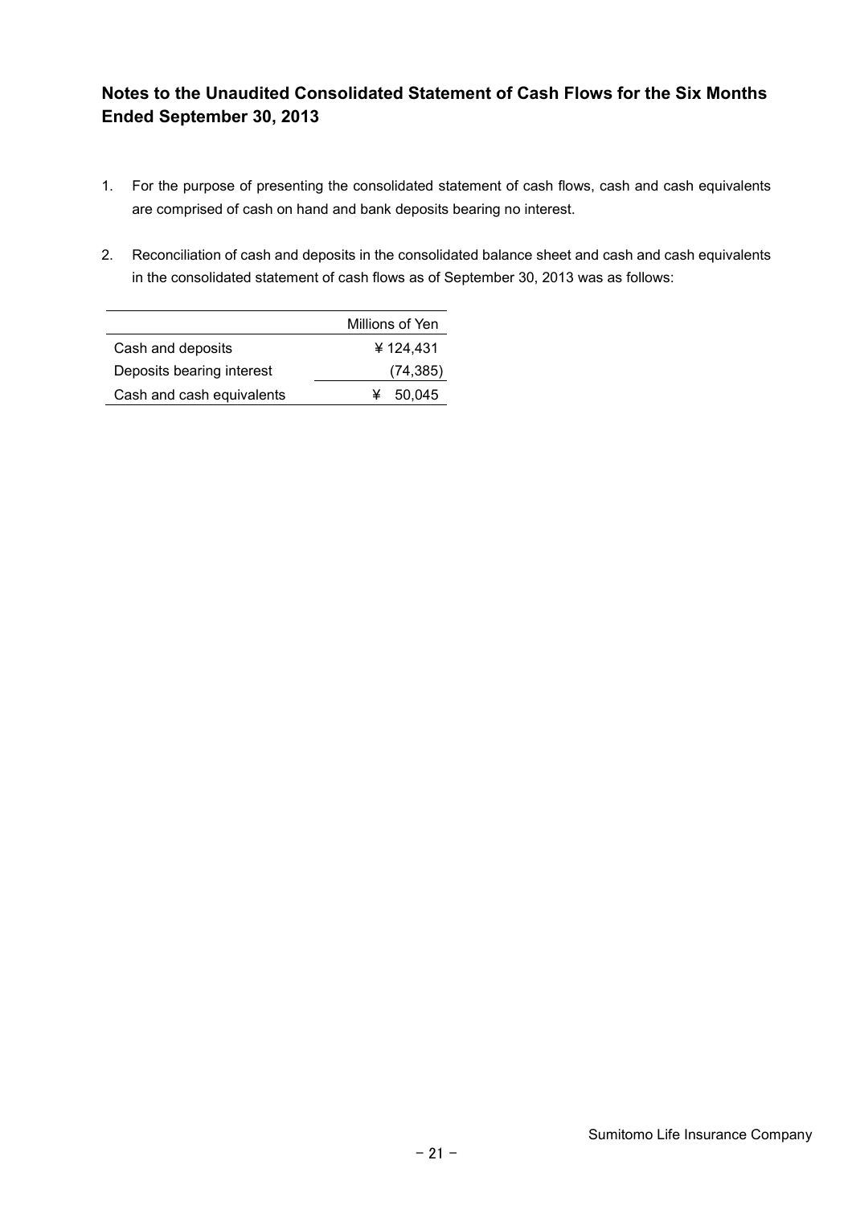## Notes to the Unaudited Consolidated Statement of Cash Flows for the Six Months Ended September 30, 2013

1. For the purpose of presenting the consolidated statement of cash flows, cash and cash equivalents are comprised of cash on hand and bank deposits bearing no interest.

2. Reconciliation of cash and deposits in the consolidated balance sheet and cash and cash equivalents in the consolidated statement of cash flows as of September 30, 2013 was as follows:

| | Millions of Yen |
|---|---|
| Cash and deposits | ¥ 124,431 |
| Deposits bearing interest | (74,385) |
| Cash and cash equivalents | ¥ 50,045 |

Sumitomo Life Insurance Company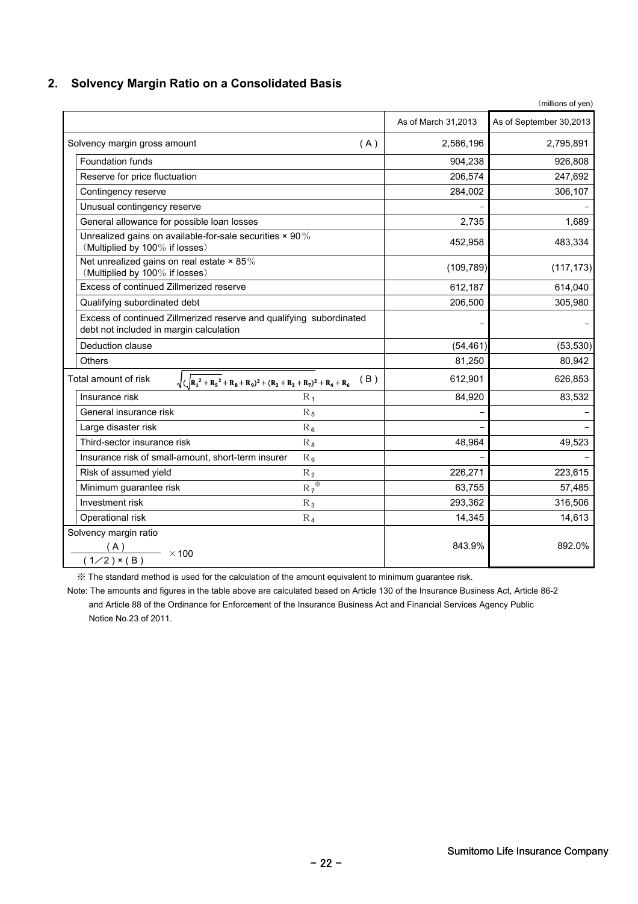## 2. Solvency Margin Ratio on a Consolidated Basis

（millions of yen）

| | | As of March 31,2013 | As of September 30,2013 |
|---|---|---|---|
| Solvency margin gross amount | (A) | 2,586,196 | 2,795,891 |
| Foundation funds | | 904,238 | 926,808 |
| Reserve for price fluctuation | | 206,574 | 247,692 |
| Contingency reserve | | 284,002 | 306,107 |
| Unusual contingency reserve | | – | – |
| General allowance for possible loan losses | | 2,735 | 1,689 |
| Unrealized gains on available-for-sale securities × 90％ （Multiplied by 100％ if losses） | | 452,958 | 483,334 |
| Net unrealized gains on real estate × 85％ （Multiplied by 100％ if losses） | | (109,789) | (117,173) |
| Excess of continued Zillmerized reserve | | 612,187 | 614,040 |
| Qualifying subordinated debt | | 206,500 | 305,980 |
| Excess of continued Zillmerized reserve and qualifying subordinated debt not included in margin calculation | | – | – |
| Deduction clause | | (54,461) | (53,530) |
| Others | | 81,250 | 80,942 |
| Total amount of risk $\sqrt{(\sqrt{R_1^2+R_5^2}+R_8+R_9)^2+(R_2+R_3+R_7)^2}+R_4+R_6$ | (B) | 612,901 | 626,853 |
| Insurance risk | $R_1$ | 84,920 | 83,532 |
| General insurance risk | $R_5$ | – | – |
| Large disaster risk | $R_6$ | – | – |
| Third-sector insurance risk | $R_8$ | 48,964 | 49,523 |
| Insurance risk of small-amount, short-term insurer | $R_9$ | – | – |
| Risk of assumed yield | $R_2$ | 226,271 | 223,615 |
| Minimum guarantee risk | $R_7$ ※ | 63,755 | 57,485 |
| Investment risk | $R_3$ | 293,362 | 316,506 |
| Operational risk | $R_4$ | 14,345 | 14,613 |
| Solvency margin ratio $\frac{(A)}{(1/2)\times(B)}\times 100$ | | 843.9% | 892.0% |

※ The standard method is used for the calculation of the amount equivalent to minimum guarantee risk.

Note: The amounts and figures in the table above are calculated based on Article 130 of the Insurance Business Act, Article 86-2 and Article 88 of the Ordinance for Enforcement of the Insurance Business Act and Financial Services Agency Public Notice No.23 of 2011.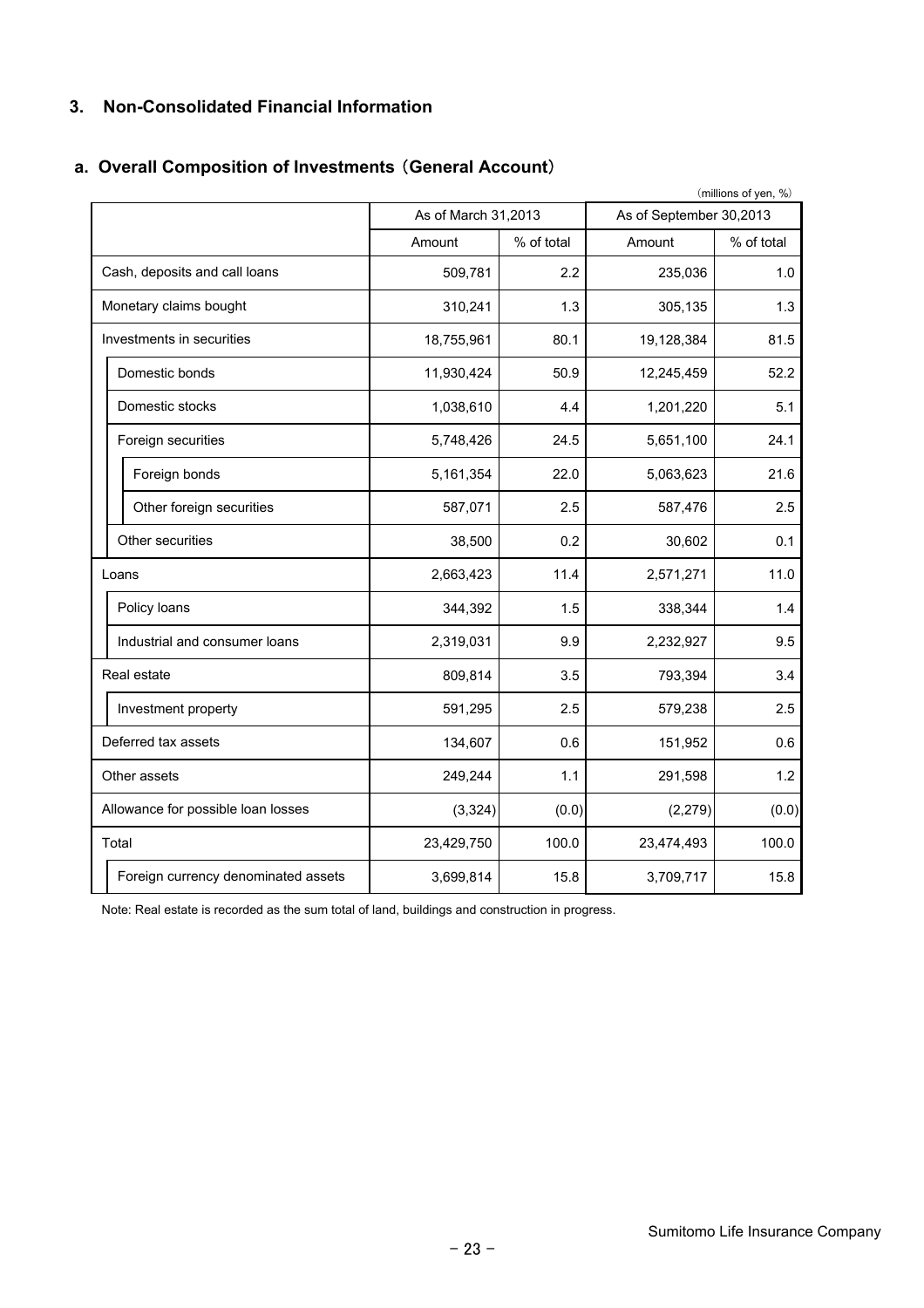## 3. Non-Consolidated Financial Information

### a. Overall Composition of Investments（General Account）

（millions of yen, %）

| | As of March 31,2013 | | As of September 30,2013 | |
|---|---|---|---|---|
| | Amount | % of total | Amount | % of total |
| Cash, deposits and call loans | 509,781 | 2.2 | 235,036 | 1.0 |
| Monetary claims bought | 310,241 | 1.3 | 305,135 | 1.3 |
| Investments in securities | 18,755,961 | 80.1 | 19,128,384 | 81.5 |
| Domestic bonds | 11,930,424 | 50.9 | 12,245,459 | 52.2 |
| Domestic stocks | 1,038,610 | 4.4 | 1,201,220 | 5.1 |
| Foreign securities | 5,748,426 | 24.5 | 5,651,100 | 24.1 |
| Foreign bonds | 5,161,354 | 22.0 | 5,063,623 | 21.6 |
| Other foreign securities | 587,071 | 2.5 | 587,476 | 2.5 |
| Other securities | 38,500 | 0.2 | 30,602 | 0.1 |
| Loans | 2,663,423 | 11.4 | 2,571,271 | 11.0 |
| Policy loans | 344,392 | 1.5 | 338,344 | 1.4 |
| Industrial and consumer loans | 2,319,031 | 9.9 | 2,232,927 | 9.5 |
| Real estate | 809,814 | 3.5 | 793,394 | 3.4 |
| Investment property | 591,295 | 2.5 | 579,238 | 2.5 |
| Deferred tax assets | 134,607 | 0.6 | 151,952 | 0.6 |
| Other assets | 249,244 | 1.1 | 291,598 | 1.2 |
| Allowance for possible loan losses | (3,324) | (0.0) | (2,279) | (0.0) |
| Total | 23,429,750 | 100.0 | 23,474,493 | 100.0 |
| Foreign currency denominated assets | 3,699,814 | 15.8 | 3,709,717 | 15.8 |

Note: Real estate is recorded as the sum total of land, buildings and construction in progress.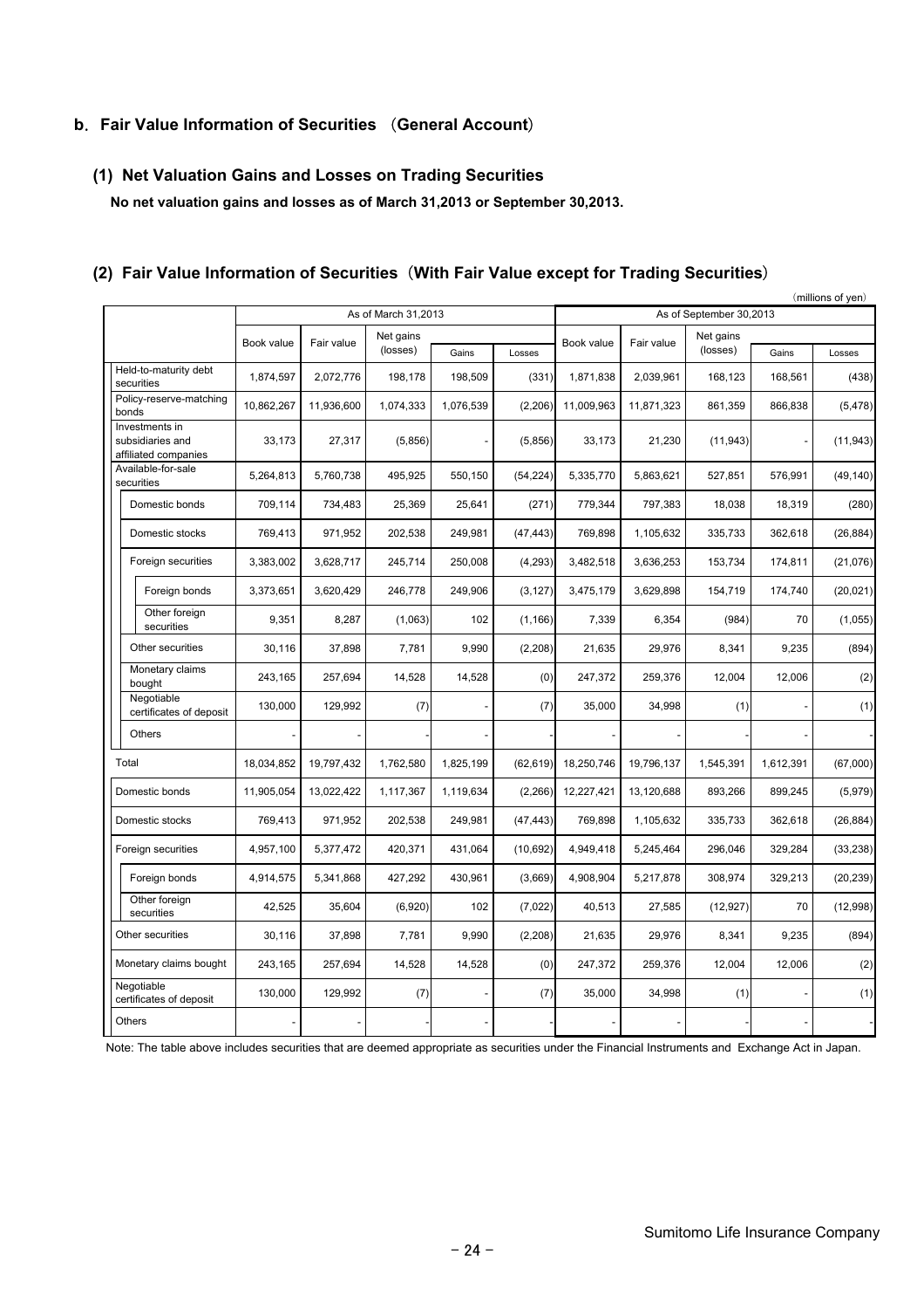## b. Fair Value Information of Securities （General Account）

### (1) Net Valuation Gains and Losses on Trading Securities

**No net valuation gains and losses as of March 31,2013 or September 30,2013.**

### (2) Fair Value Information of Securities（With Fair Value except for Trading Securities）

（millions of yen）

| | As of March 31,2013 | | | | | As of September 30,2013 | | | | |
|---|---|---|---|---|---|---|---|---|---|---|
| | Book value | Fair value | Net gains (losses) | Gains | Losses | Book value | Fair value | Net gains (losses) | Gains | Losses |
| Held-to-maturity debt securities | 1,874,597 | 2,072,776 | 198,178 | 198,509 | (331) | 1,871,838 | 2,039,961 | 168,123 | 168,561 | (438) |
| Policy-reserve-matching bonds | 10,862,267 | 11,936,600 | 1,074,333 | 1,076,539 | (2,206) | 11,009,963 | 11,871,323 | 861,359 | 866,838 | (5,478) |
| Investments in subsidiaries and affiliated companies | 33,173 | 27,317 | (5,856) | - | (5,856) | 33,173 | 21,230 | (11,943) | - | (11,943) |
| Available-for-sale securities | 5,264,813 | 5,760,738 | 495,925 | 550,150 | (54,224) | 5,335,770 | 5,863,621 | 527,851 | 576,991 | (49,140) |
| Domestic bonds | 709,114 | 734,483 | 25,369 | 25,641 | (271) | 779,344 | 797,383 | 18,038 | 18,319 | (280) |
| Domestic stocks | 769,413 | 971,952 | 202,538 | 249,981 | (47,443) | 769,898 | 1,105,632 | 335,733 | 362,618 | (26,884) |
| Foreign securities | 3,383,002 | 3,628,717 | 245,714 | 250,008 | (4,293) | 3,482,518 | 3,636,253 | 153,734 | 174,811 | (21,076) |
| Foreign bonds | 3,373,651 | 3,620,429 | 246,778 | 249,906 | (3,127) | 3,475,179 | 3,629,898 | 154,719 | 174,740 | (20,021) |
| Other foreign securities | 9,351 | 8,287 | (1,063) | 102 | (1,166) | 7,339 | 6,354 | (984) | 70 | (1,055) |
| Other securities | 30,116 | 37,898 | 7,781 | 9,990 | (2,208) | 21,635 | 29,976 | 8,341 | 9,235 | (894) |
| Monetary claims bought | 243,165 | 257,694 | 14,528 | 14,528 | (0) | 247,372 | 259,376 | 12,004 | 12,006 | (2) |
| Negotiable certificates of deposit | 130,000 | 129,992 | (7) | - | (7) | 35,000 | 34,998 | (1) | - | (1) |
| Others | - | - | - | - | - | - | - | - | - | - |
| Total | 18,034,852 | 19,797,432 | 1,762,580 | 1,825,199 | (62,619) | 18,250,746 | 19,796,137 | 1,545,391 | 1,612,391 | (67,000) |
| Domestic bonds | 11,905,054 | 13,022,422 | 1,117,367 | 1,119,634 | (2,266) | 12,227,421 | 13,120,688 | 893,266 | 899,245 | (5,979) |
| Domestic stocks | 769,413 | 971,952 | 202,538 | 249,981 | (47,443) | 769,898 | 1,105,632 | 335,733 | 362,618 | (26,884) |
| Foreign securities | 4,957,100 | 5,377,472 | 420,371 | 431,064 | (10,692) | 4,949,418 | 5,245,464 | 296,046 | 329,284 | (33,238) |
| Foreign bonds | 4,914,575 | 5,341,868 | 427,292 | 430,961 | (3,669) | 4,908,904 | 5,217,878 | 308,974 | 329,213 | (20,239) |
| Other foreign securities | 42,525 | 35,604 | (6,920) | 102 | (7,022) | 40,513 | 27,585 | (12,927) | 70 | (12,998) |
| Other securities | 30,116 | 37,898 | 7,781 | 9,990 | (2,208) | 21,635 | 29,976 | 8,341 | 9,235 | (894) |
| Monetary claims bought | 243,165 | 257,694 | 14,528 | 14,528 | (0) | 247,372 | 259,376 | 12,004 | 12,006 | (2) |
| Negotiable certificates of deposit | 130,000 | 129,992 | (7) | - | (7) | 35,000 | 34,998 | (1) | - | (1) |
| Others | - | - | - | - | - | - | - | - | - | - |

Note: The table above includes securities that are deemed appropriate as securities under the Financial Instruments and Exchange Act in Japan.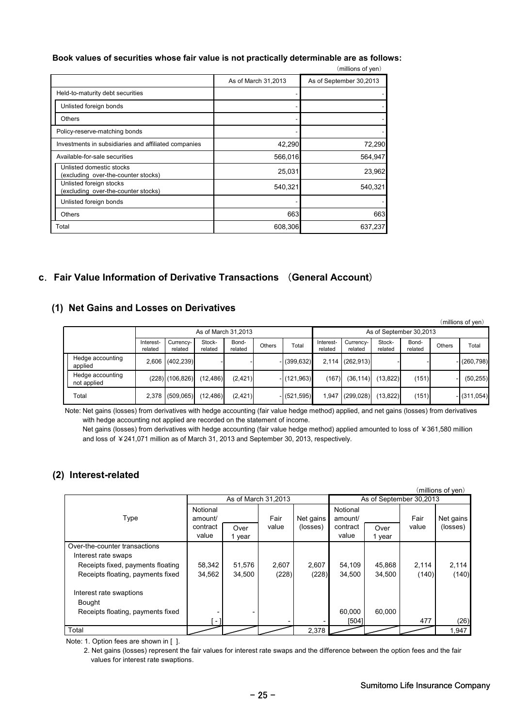**Book values of securities whose fair value is not practically determinable are as follows:**

(millions of yen)

| | As of March 31,2013 | As of September 30,2013 |
|---|---|---|
| Held-to-maturity debt securities | - | - |
| Unlisted foreign bonds | - | - |
| Others | - | - |
| Policy-reserve-matching bonds | - | - |
| Investments in subsidiaries and affiliated companies | 42,290 | 72,290 |
| Available-for-sale securities | 566,016 | 564,947 |
| Unlisted domestic stocks (excluding over-the-counter stocks) | 25,031 | 23,962 |
| Unlisted foreign stocks (excluding over-the-counter stocks) | 540,321 | 540,321 |
| Unlisted foreign bonds | - | - |
| Others | 663 | 663 |
| Total | 608,306 | 637,237 |

## c. Fair Value Information of Derivative Transactions （General Account）

### (1) Net Gains and Losses on Derivatives

(millions of yen)

| | As of March 31,2013 | | | | | | As of September 30,2013 | | | | | |
|---|---|---|---|---|---|---|---|---|---|---|---|---|
| | Interest-related | Currency-related | Stock-related | Bond-related | Others | Total | Interest-related | Currency-related | Stock-related | Bond-related | Others | Total |
| Hedge accounting applied | 2,606 | (402,239) | - | - | - | (399,632) | 2,114 | (262,913) | - | - | - | (260,798) |
| Hedge accounting not applied | (228) | (106,826) | (12,486) | (2,421) | - | (121,963) | (167) | (36,114) | (13,822) | (151) | - | (50,255) |
| Total | 2,378 | (509,065) | (12,486) | (2,421) | - | (521,595) | 1,947 | (299,028) | (13,822) | (151) | - | (311,054) |

Note: Net gains (losses) from derivatives with hedge accounting (fair value hedge method) applied, and net gains (losses) from derivatives with hedge accounting not applied are recorded on the statement of income.

Net gains (losses) from derivatives with hedge accounting (fair value hedge method) applied amounted to loss of ￥361,580 million and loss of ￥241,071 million as of March 31, 2013 and September 30, 2013, respectively.

### (2) Interest-related

(millions of yen)

| Type | As of March 31,2013 | | | | As of September 30,2013 | | | |
|---|---|---|---|---|---|---|---|---|
| | Notional amount/ contract value | Over 1 year | Fair value | Net gains (losses) | Notional amount/ contract value | Over 1 year | Fair value | Net gains (losses) |
| Over-the-counter transactions | | | | | | | | |
| Interest rate swaps | | | | | | | | |
| Receipts fixed, payments floating | 58,342 | 51,576 | 2,607 | 2,607 | 54,109 | 45,868 | 2,114 | 2,114 |
| Receipts floating, payments fixed | 34,562 | 34,500 | (228) | (228) | 34,500 | 34,500 | (140) | (140) |
| Interest rate swaptions | | | | | | | | |
| Bought | | | | | | | | |
| Receipts floating, payments fixed | - [ - ] | - | - | - | 60,000 [504] | 60,000 | 477 | (26) |
| Total | | | | 2,378 | | | | 1,947 |

Note: 1. Option fees are shown in [ ].

2. Net gains (losses) represent the fair values for interest rate swaps and the difference between the option fees and the fair values for interest rate swaptions.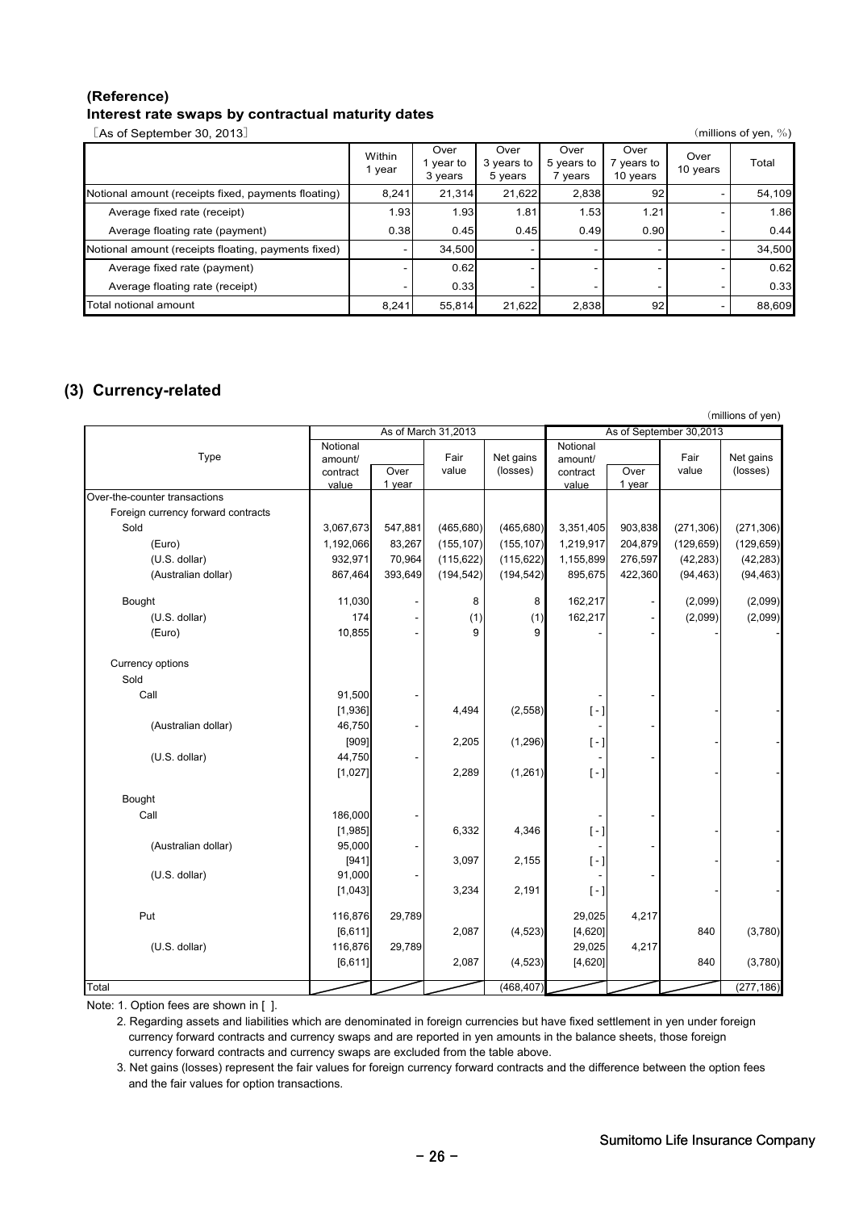**(Reference)**

**Interest rate swaps by contractual maturity dates**

［As of September 30, 2013］ (millions of yen, %)

| | Within 1 year | Over 1 year to 3 years | Over 3 years to 5 years | Over 5 years to 7 years | Over 7 years to 10 years | Over 10 years | Total |
|---|---|---|---|---|---|---|---|
| Notional amount (receipts fixed, payments floating) | 8,241 | 21,314 | 21,622 | 2,838 | 92 | - | 54,109 |
| Average fixed rate (receipt) | 1.93 | 1.93 | 1.81 | 1.53 | 1.21 | - | 1.86 |
| Average floating rate (payment) | 0.38 | 0.45 | 0.45 | 0.49 | 0.90 | - | 0.44 |
| Notional amount (receipts floating, payments fixed) | - | 34,500 | - | - | - | - | 34,500 |
| Average fixed rate (payment) | - | 0.62 | - | - | - | - | 0.62 |
| Average floating rate (receipt) | - | 0.33 | - | - | - | - | 0.33 |
| Total notional amount | 8,241 | 55,814 | 21,622 | 2,838 | 92 | - | 88,609 |

## (3) Currency-related

(millions of yen)

| Type | As of March 31,2013 | | | | As of September 30,2013 | | | |
|---|---|---|---|---|---|---|---|---|
| | Notional amount/ contract value | Over 1 year | Fair value | Net gains (losses) | Notional amount/ contract value | Over 1 year | Fair value | Net gains (losses) |
| Over-the-counter transactions | | | | | | | | |
| Foreign currency forward contracts | | | | | | | | |
| Sold | 3,067,673 | 547,881 | (465,680) | (465,680) | 3,351,405 | 903,838 | (271,306) | (271,306) |
| (Euro) | 1,192,066 | 83,267 | (155,107) | (155,107) | 1,219,917 | 204,879 | (129,659) | (129,659) |
| (U.S. dollar) | 932,971 | 70,964 | (115,622) | (115,622) | 1,155,899 | 276,597 | (42,283) | (42,283) |
| (Australian dollar) | 867,464 | 393,649 | (194,542) | (194,542) | 895,675 | 422,360 | (94,463) | (94,463) |
| Bought | 11,030 | - | 8 | 8 | 162,217 | - | (2,099) | (2,099) |
| (U.S. dollar) | 174 | - | (1) | (1) | 162,217 | - | (2,099) | (2,099) |
| (Euro) | 10,855 | - | 9 | 9 | - | - | - | - |
| Currency options | | | | | | | | |
| Sold | | | | | | | | |
| Call | 91,500 | - | | | - | - | | |
| | [1,936] | | 4,494 | (2,558) | [ - ] | | - | - |
| (Australian dollar) | 46,750 | - | | | - | - | | |
| | [909] | | 2,205 | (1,296) | [ - ] | | - | - |
| (U.S. dollar) | 44,750 | - | | | - | - | | |
| | [1,027] | | 2,289 | (1,261) | [ - ] | | - | - |
| Bought | | | | | | | | |
| Call | 186,000 | - | | | - | - | | |
| | [1,985] | | 6,332 | 4,346 | [ - ] | | - | - |
| (Australian dollar) | 95,000 | - | | | - | - | | |
| | [941] | | 3,097 | 2,155 | [ - ] | | - | - |
| (U.S. dollar) | 91,000 | - | | | - | - | | |
| | [1,043] | | 3,234 | 2,191 | [ - ] | | - | - |
| Put | 116,876 | 29,789 | | | 29,025 | 4,217 | | |
| | [6,611] | | 2,087 | (4,523) | [4,620] | | 840 | (3,780) |
| (U.S. dollar) | 116,876 | 29,789 | | | 29,025 | 4,217 | | |
| | [6,611] | | 2,087 | (4,523) | [4,620] | | 840 | (3,780) |
| Total | | | | (468,407) | | | | (277,186) |

Note: 1. Option fees are shown in [ ].

2. Regarding assets and liabilities which are denominated in foreign currencies but have fixed settlement in yen under foreign currency forward contracts and currency swaps and are reported in yen amounts in the balance sheets, those foreign currency forward contracts and currency swaps are excluded from the table above.

3. Net gains (losses) represent the fair values for foreign currency forward contracts and the difference between the option fees and the fair values for option transactions.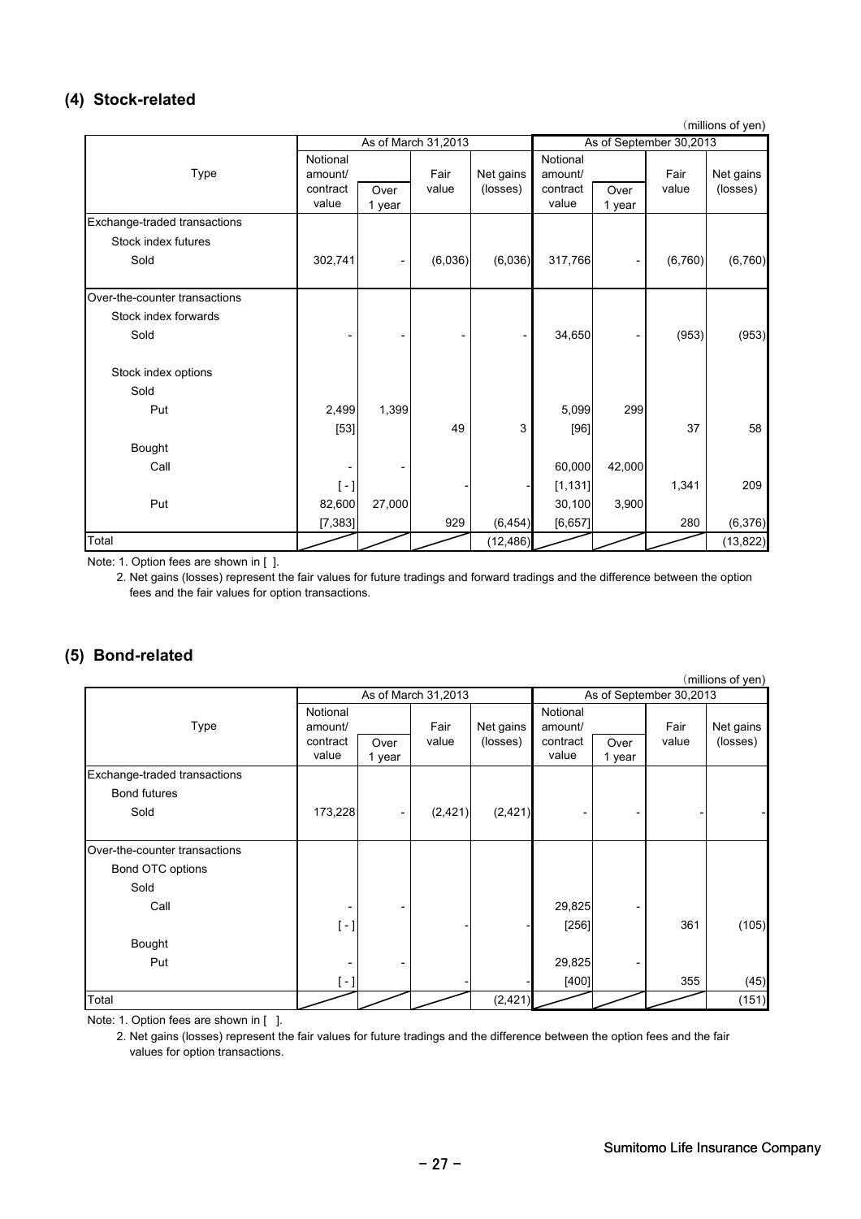## (4) Stock-related

(millions of yen)

| Type | As of March 31,2013 | | | | As of September 30,2013 | | | |
|---|---|---|---|---|---|---|---|---|
| | Notional amount/ contract value | Over 1 year | Fair value | Net gains (losses) | Notional amount/ contract value | Over 1 year | Fair value | Net gains (losses) |
| Exchange-traded transactions | | | | | | | | |
| Stock index futures | | | | | | | | |
| Sold | 302,741 | - | (6,036) | (6,036) | 317,766 | - | (6,760) | (6,760) |
| Over-the-counter transactions | | | | | | | | |
| Stock index forwards | | | | | | | | |
| Sold | - | - | - | - | 34,650 | - | (953) | (953) |
| Stock index options | | | | | | | | |
| Sold | | | | | | | | |
| Put | 2,499 | 1,399 | | | 5,099 | 299 | | |
| | [53] | | 49 | 3 | [96] | | 37 | 58 |
| Bought | | | | | | | | |
| Call | - | - | | | 60,000 | 42,000 | | |
| | [ - ] | | - | - | [1,131] | | 1,341 | 209 |
| Put | 82,600 | 27,000 | | | 30,100 | 3,900 | | |
| | [7,383] | | 929 | (6,454) | [6,657] | | 280 | (6,376) |
| Total | | | | (12,486) | | | | (13,822) |

Note: 1. Option fees are shown in [ ].

2. Net gains (losses) represent the fair values for future tradings and forward tradings and the difference between the option fees and the fair values for option transactions.

## (5) Bond-related

(millions of yen)

| Type | As of March 31,2013 | | | | As of September 30,2013 | | | |
|---|---|---|---|---|---|---|---|---|
| | Notional amount/ contract value | Over 1 year | Fair value | Net gains (losses) | Notional amount/ contract value | Over 1 year | Fair value | Net gains (losses) |
| Exchange-traded transactions | | | | | | | | |
| Bond futures | | | | | | | | |
| Sold | 173,228 | - | (2,421) | (2,421) | - | - | - | - |
| Over-the-counter transactions | | | | | | | | |
| Bond OTC options | | | | | | | | |
| Sold | | | | | | | | |
| Call | - | - | | | 29,825 | - | | |
| | [ - ] | | - | - | [256] | | 361 | (105) |
| Bought | | | | | | | | |
| Put | - | - | | | 29,825 | - | | |
| | [ - ] | | - | - | [400] | | 355 | (45) |
| Total | | | | (2,421) | | | | (151) |

Note: 1. Option fees are shown in [ ].

2. Net gains (losses) represent the fair values for future tradings and the difference between the option fees and the fair values for option transactions.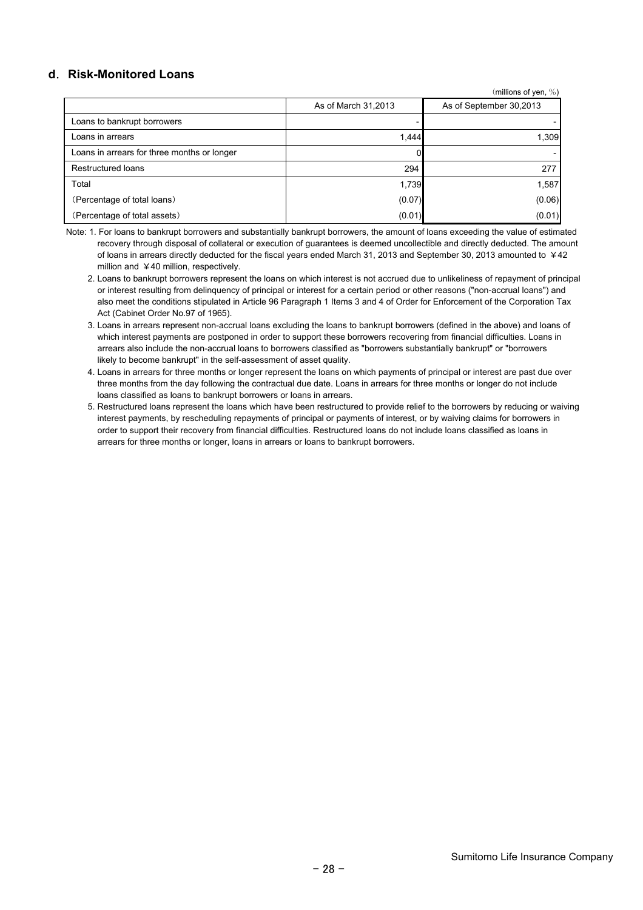## d. Risk-Monitored Loans

(millions of yen, %)

| | As of March 31,2013 | As of September 30,2013 |
|---|---|---|
| Loans to bankrupt borrowers | - | - |
| Loans in arrears | 1,444 | 1,309 |
| Loans in arrears for three months or longer | 0 | - |
| Restructured loans | 294 | 277 |
| Total | 1,739 | 1,587 |
| (Percentage of total loans) | (0.07) | (0.06) |
| (Percentage of total assets) | (0.01) | (0.01) |

Note: 1. For loans to bankrupt borrowers and substantially bankrupt borrowers, the amount of loans exceeding the value of estimated recovery through disposal of collateral or execution of guarantees is deemed uncollectible and directly deducted. The amount of loans in arrears directly deducted for the fiscal years ended March 31, 2013 and September 30, 2013 amounted to ￥42 million and ￥40 million, respectively.

2. Loans to bankrupt borrowers represent the loans on which interest is not accrued due to unlikeliness of repayment of principal or interest resulting from delinquency of principal or interest for a certain period or other reasons ("non-accrual loans") and also meet the conditions stipulated in Article 96 Paragraph 1 Items 3 and 4 of Order for Enforcement of the Corporation Tax Act (Cabinet Order No.97 of 1965).

3. Loans in arrears represent non-accrual loans excluding the loans to bankrupt borrowers (defined in the above) and loans of which interest payments are postponed in order to support these borrowers recovering from financial difficulties. Loans in arrears also include the non-accrual loans to borrowers classified as "borrowers substantially bankrupt" or "borrowers likely to become bankrupt" in the self-assessment of asset quality.

4. Loans in arrears for three months or longer represent the loans on which payments of principal or interest are past due over three months from the day following the contractual due date. Loans in arrears for three months or longer do not include loans classified as loans to bankrupt borrowers or loans in arrears.

5. Restructured loans represent the loans which have been restructured to provide relief to the borrowers by reducing or waiving interest payments, by rescheduling repayments of principal or payments of interest, or by waiving claims for borrowers in order to support their recovery from financial difficulties. Restructured loans do not include loans classified as loans in arrears for three months or longer, loans in arrears or loans to bankrupt borrowers.